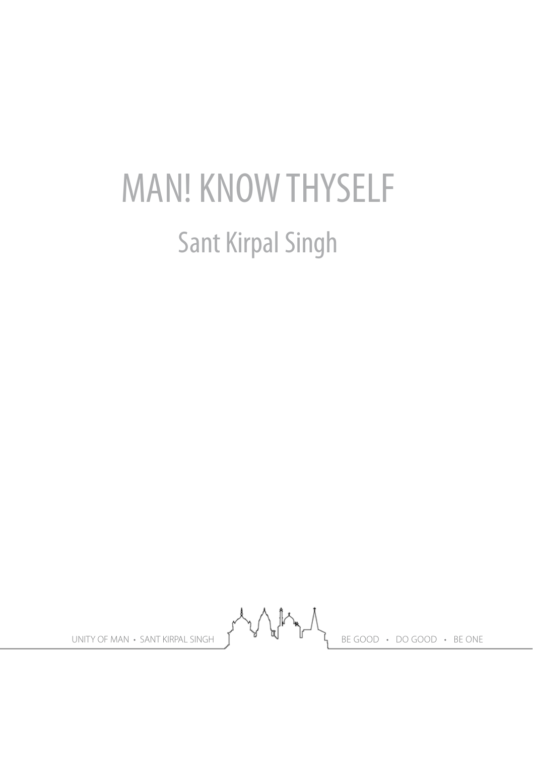# MAN! KNOW THYSELF

## Sant Kirpal Singh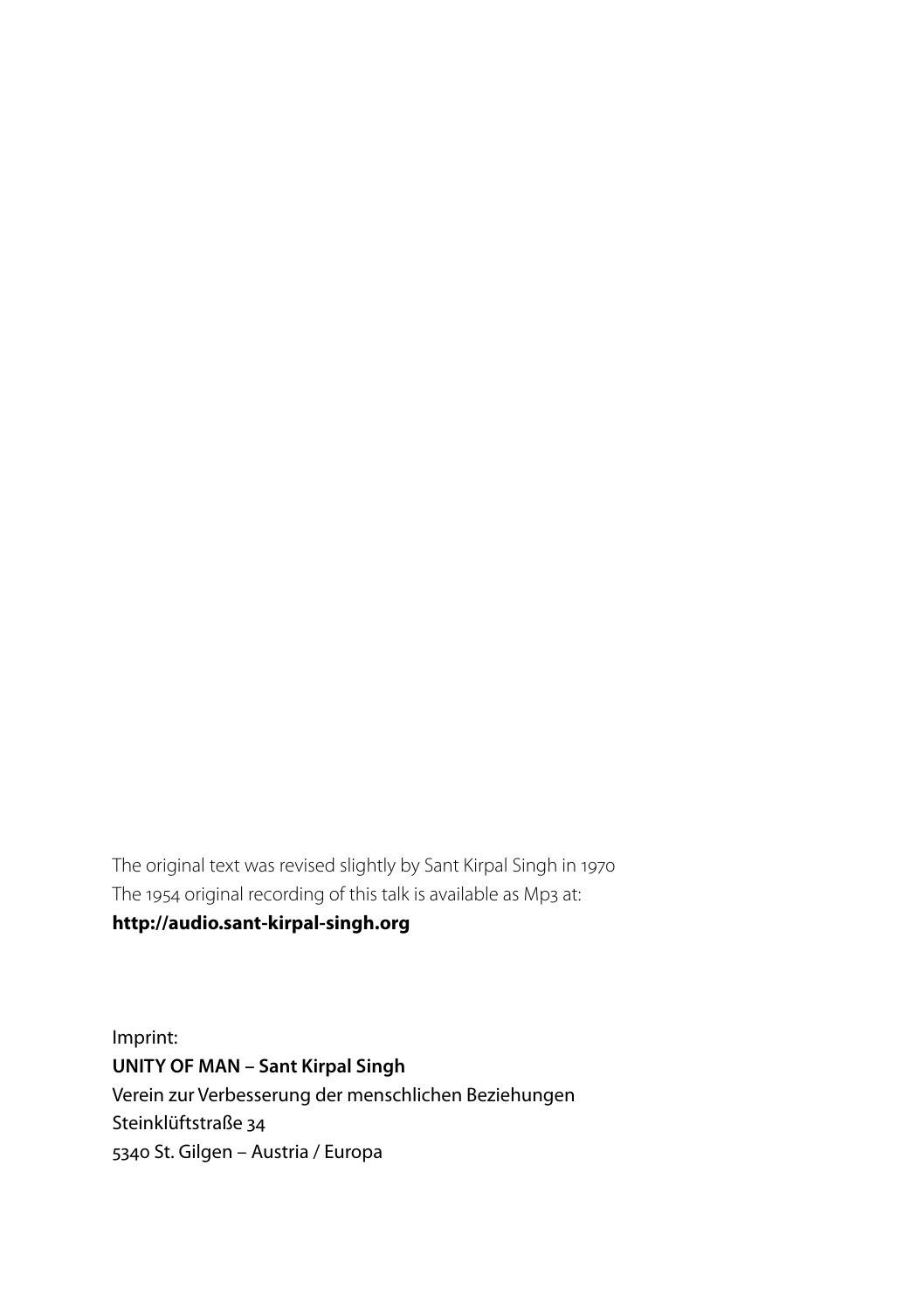The original text was revised slightly by Sant Kirpal Singh in 1970
The 1954 original recording of this talk is available as Mp3 at:
**http://audio.sant-kirpal-singh.org**

Imprint:
**UNITY OF MAN – Sant Kirpal Singh**
Verein zur Verbesserung der menschlichen Beziehungen
Steinklüftstraße 34
5340 St. Gilgen – Austria / Europa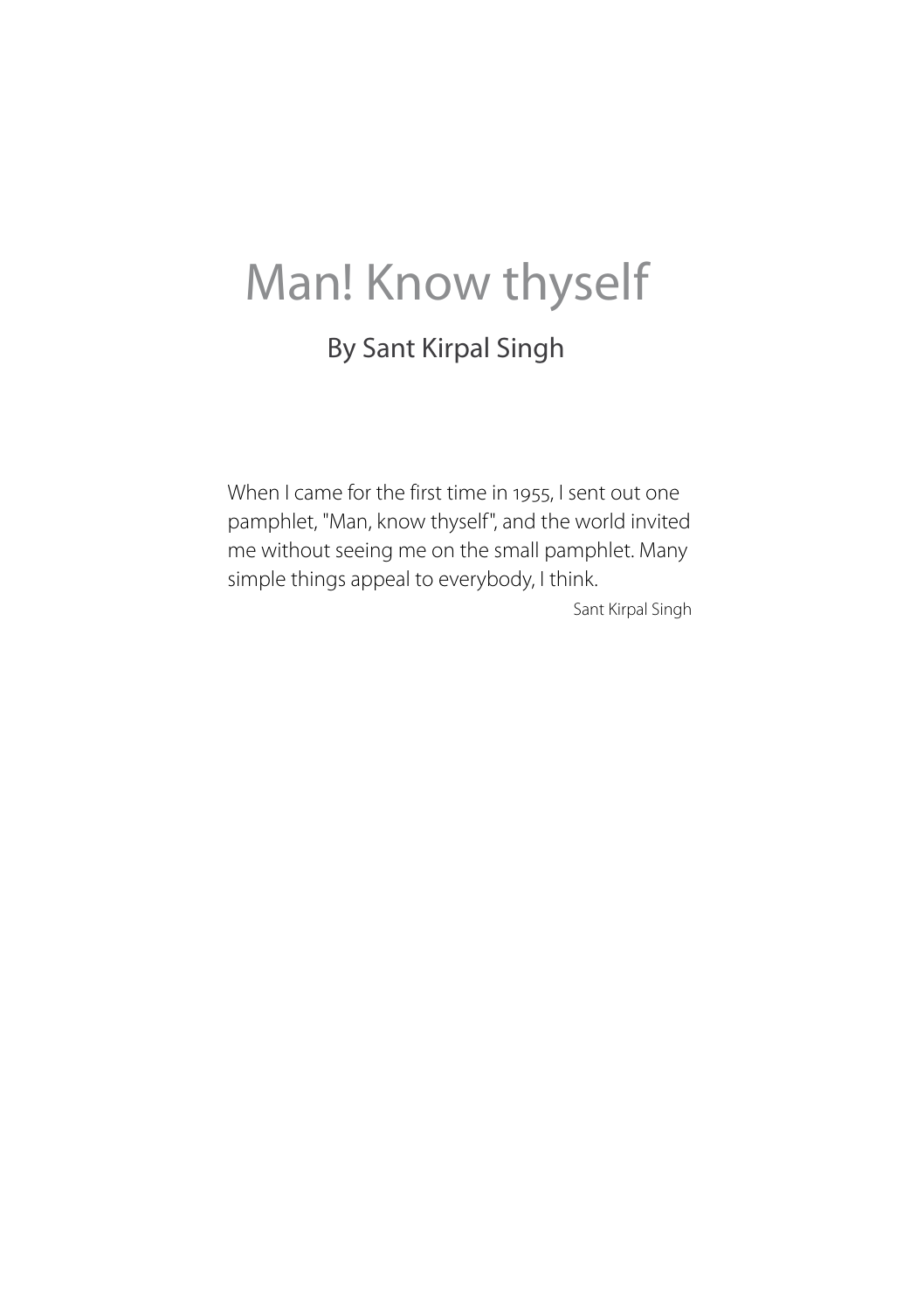# Man! Know thyself

## By Sant Kirpal Singh

When I came for the first time in 1955, I sent out one pamphlet, "Man, know thyself", and the world invited me without seeing me on the small pamphlet. Many simple things appeal to everybody, I think.

Sant Kirpal Singh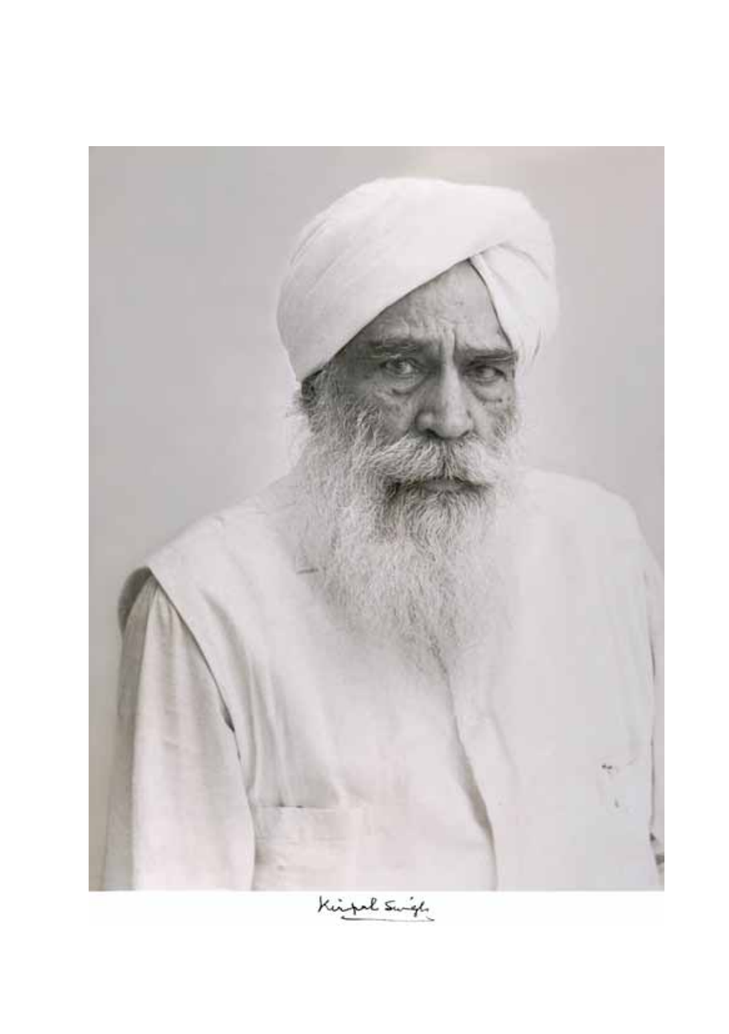Kirpal Singh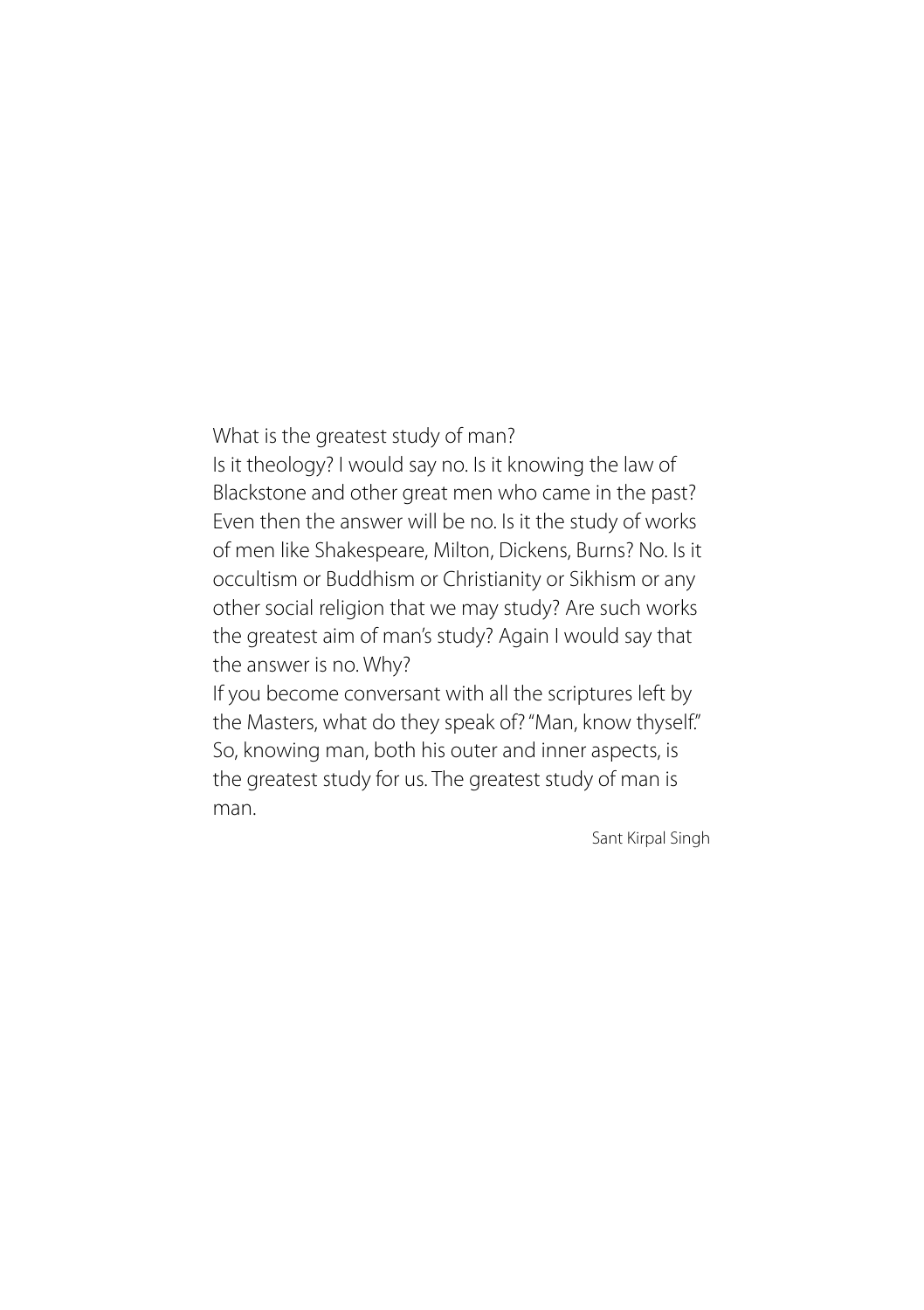What is the greatest study of man?

Is it theology? I would say no. Is it knowing the law of Blackstone and other great men who came in the past? Even then the answer will be no. Is it the study of works of men like Shakespeare, Milton, Dickens, Burns? No. Is it occultism or Buddhism or Christianity or Sikhism or any other social religion that we may study? Are such works the greatest aim of man's study? Again I would say that the answer is no. Why?

If you become conversant with all the scriptures left by the Masters, what do they speak of? "Man, know thyself." So, knowing man, both his outer and inner aspects, is the greatest study for us. The greatest study of man is man.

Sant Kirpal Singh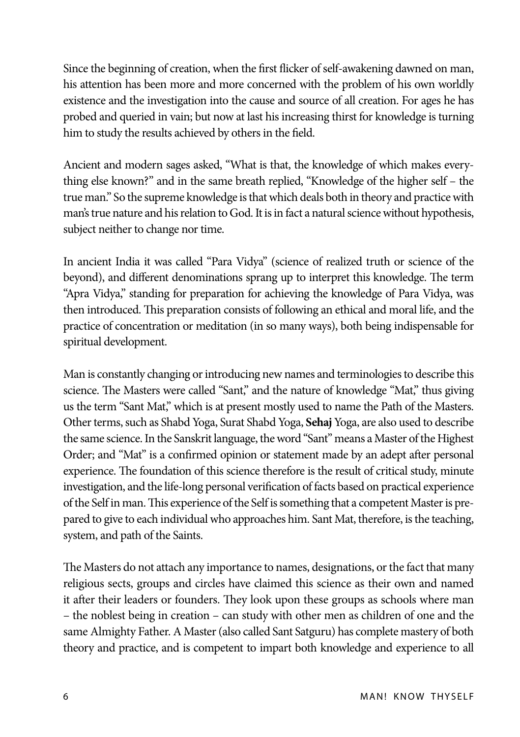Since the beginning of creation, when the first flicker of self-awakening dawned on man, his attention has been more and more concerned with the problem of his own worldly existence and the investigation into the cause and source of all creation. For ages he has probed and queried in vain; but now at last his increasing thirst for knowledge is turning him to study the results achieved by others in the field.

Ancient and modern sages asked, "What is that, the knowledge of which makes everything else known?" and in the same breath replied, "Knowledge of the higher self – the true man." So the supreme knowledge is that which deals both in theory and practice with man's true nature and his relation to God. It is in fact a natural science without hypothesis, subject neither to change nor time.

In ancient India it was called "Para Vidya" (science of realized truth or science of the beyond), and different denominations sprang up to interpret this knowledge. The term "Apra Vidya," standing for preparation for achieving the knowledge of Para Vidya, was then introduced. This preparation consists of following an ethical and moral life, and the practice of concentration or meditation (in so many ways), both being indispensable for spiritual development.

Man is constantly changing or introducing new names and terminologies to describe this science. The Masters were called "Sant," and the nature of knowledge "Mat," thus giving us the term "Sant Mat," which is at present mostly used to name the Path of the Masters. Other terms, such as Shabd Yoga, Surat Shabd Yoga, **Sehaj** Yoga, are also used to describe the same science. In the Sanskrit language, the word "Sant" means a Master of the Highest Order; and "Mat" is a confirmed opinion or statement made by an adept after personal experience. The foundation of this science therefore is the result of critical study, minute investigation, and the life-long personal verification of facts based on practical experience of the Self in man. This experience of the Self is something that a competent Master is prepared to give to each individual who approaches him. Sant Mat, therefore, is the teaching, system, and path of the Saints.

The Masters do not attach any importance to names, designations, or the fact that many religious sects, groups and circles have claimed this science as their own and named it after their leaders or founders. They look upon these groups as schools where man – the noblest being in creation – can study with other men as children of one and the same Almighty Father. A Master (also called Sant Satguru) has complete mastery of both theory and practice, and is competent to impart both knowledge and experience to all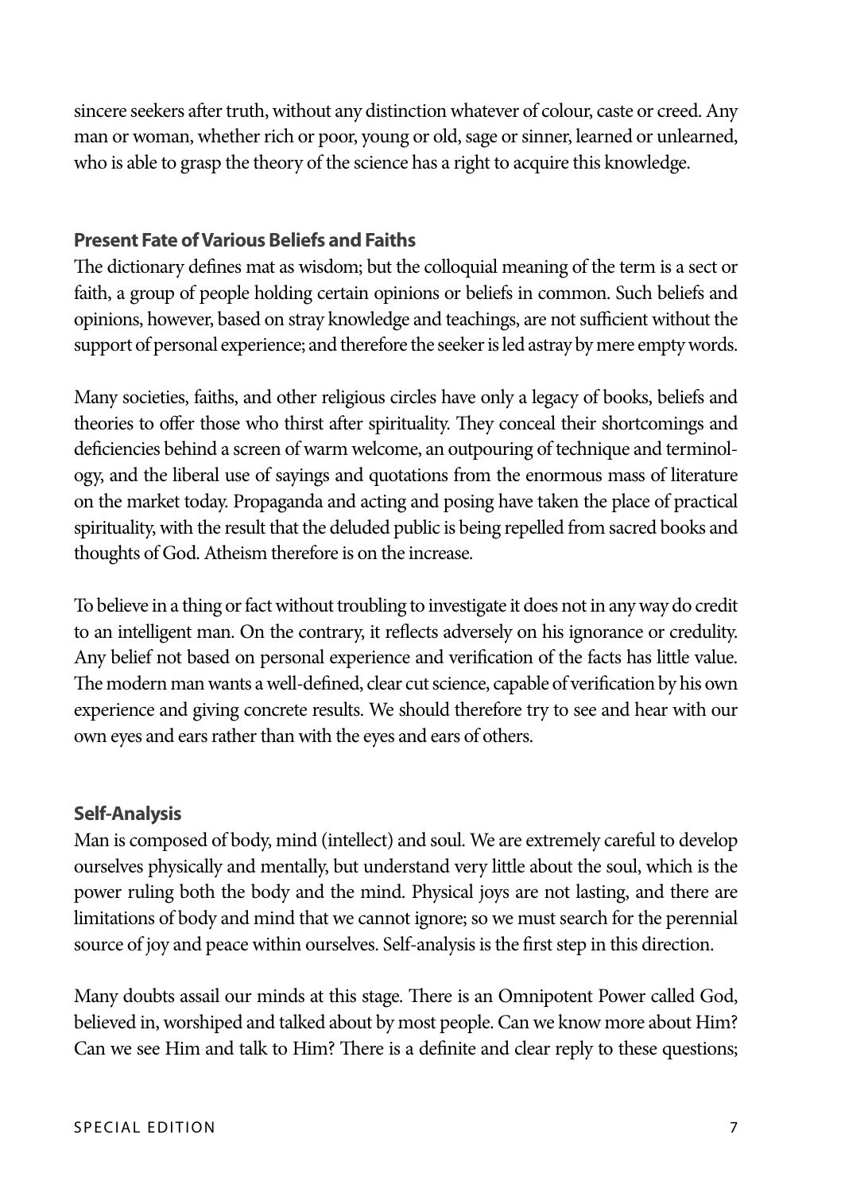sincere seekers after truth, without any distinction whatever of colour, caste or creed. Any man or woman, whether rich or poor, young or old, sage or sinner, learned or unlearned, who is able to grasp the theory of the science has a right to acquire this knowledge.

## Present Fate of Various Beliefs and Faiths

The dictionary defines mat as wisdom; but the colloquial meaning of the term is a sect or faith, a group of people holding certain opinions or beliefs in common. Such beliefs and opinions, however, based on stray knowledge and teachings, are not sufficient without the support of personal experience; and therefore the seeker is led astray by mere empty words.

Many societies, faiths, and other religious circles have only a legacy of books, beliefs and theories to offer those who thirst after spirituality. They conceal their shortcomings and deficiencies behind a screen of warm welcome, an outpouring of technique and terminology, and the liberal use of sayings and quotations from the enormous mass of literature on the market today. Propaganda and acting and posing have taken the place of practical spirituality, with the result that the deluded public is being repelled from sacred books and thoughts of God. Atheism therefore is on the increase.

To believe in a thing or fact without troubling to investigate it does not in any way do credit to an intelligent man. On the contrary, it reflects adversely on his ignorance or credulity. Any belief not based on personal experience and verification of the facts has little value. The modern man wants a well-defined, clear cut science, capable of verification by his own experience and giving concrete results. We should therefore try to see and hear with our own eyes and ears rather than with the eyes and ears of others.

## Self-Analysis

Man is composed of body, mind (intellect) and soul. We are extremely careful to develop ourselves physically and mentally, but understand very little about the soul, which is the power ruling both the body and the mind. Physical joys are not lasting, and there are limitations of body and mind that we cannot ignore; so we must search for the perennial source of joy and peace within ourselves. Self-analysis is the first step in this direction.

Many doubts assail our minds at this stage. There is an Omnipotent Power called God, believed in, worshiped and talked about by most people. Can we know more about Him? Can we see Him and talk to Him? There is a definite and clear reply to these questions;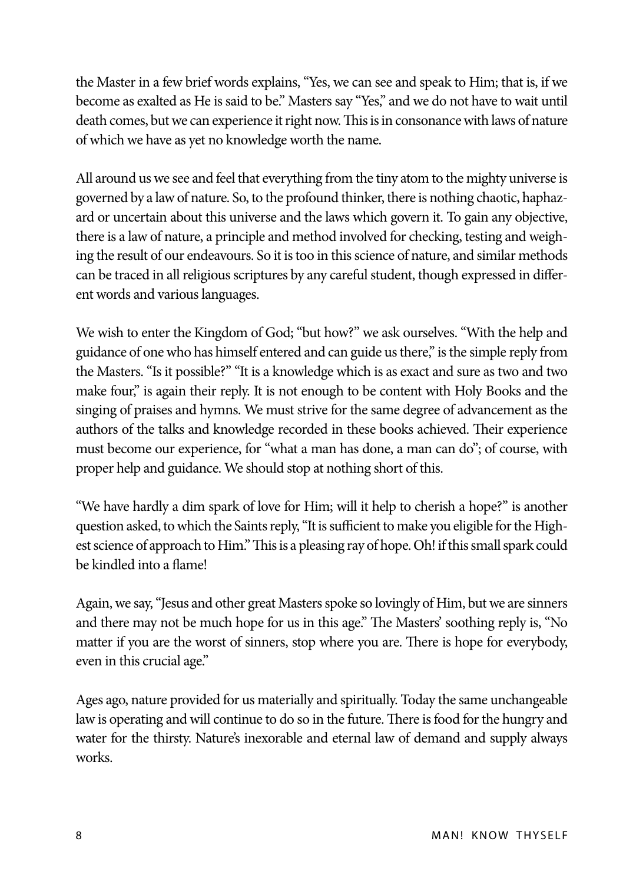the Master in a few brief words explains, "Yes, we can see and speak to Him; that is, if we become as exalted as He is said to be." Masters say "Yes," and we do not have to wait until death comes, but we can experience it right now. This is in consonance with laws of nature of which we have as yet no knowledge worth the name.

All around us we see and feel that everything from the tiny atom to the mighty universe is governed by a law of nature. So, to the profound thinker, there is nothing chaotic, haphazard or uncertain about this universe and the laws which govern it. To gain any objective, there is a law of nature, a principle and method involved for checking, testing and weighing the result of our endeavours. So it is too in this science of nature, and similar methods can be traced in all religious scriptures by any careful student, though expressed in different words and various languages.

We wish to enter the Kingdom of God; "but how?" we ask ourselves. "With the help and guidance of one who has himself entered and can guide us there," is the simple reply from the Masters. "Is it possible?" "It is a knowledge which is as exact and sure as two and two make four," is again their reply. It is not enough to be content with Holy Books and the singing of praises and hymns. We must strive for the same degree of advancement as the authors of the talks and knowledge recorded in these books achieved. Their experience must become our experience, for "what a man has done, a man can do"; of course, with proper help and guidance. We should stop at nothing short of this.

"We have hardly a dim spark of love for Him; will it help to cherish a hope?" is another question asked, to which the Saints reply, "It is sufficient to make you eligible for the Highest science of approach to Him." This is a pleasing ray of hope. Oh! if this small spark could be kindled into a flame!

Again, we say, "Jesus and other great Masters spoke so lovingly of Him, but we are sinners and there may not be much hope for us in this age." The Masters' soothing reply is, "No matter if you are the worst of sinners, stop where you are. There is hope for everybody, even in this crucial age."

Ages ago, nature provided for us materially and spiritually. Today the same unchangeable law is operating and will continue to do so in the future. There is food for the hungry and water for the thirsty. Nature's inexorable and eternal law of demand and supply always works.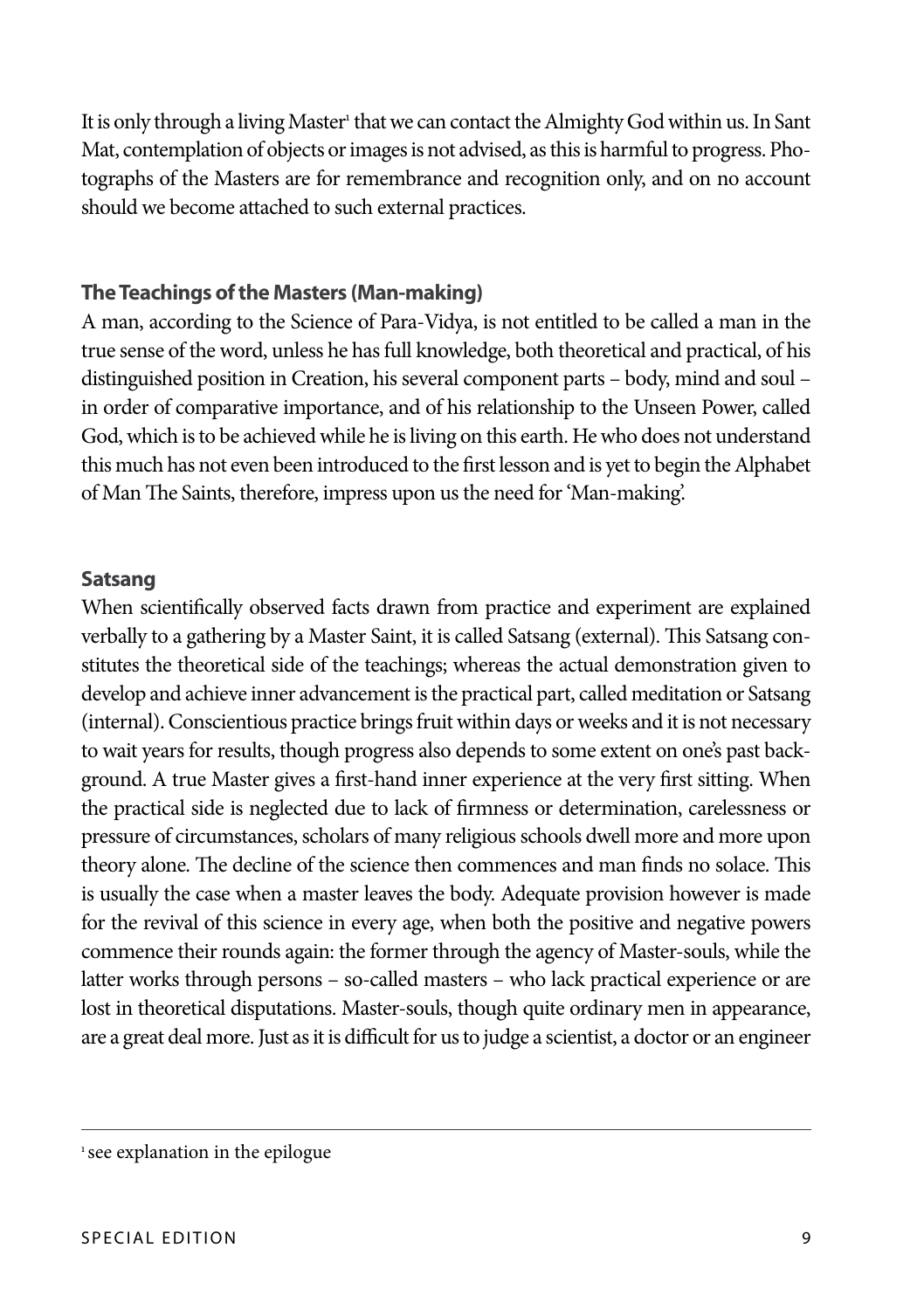It is only through a living Master[1] that we can contact the Almighty God within us. In Sant Mat, contemplation of objects or images is not advised, as this is harmful to progress. Photographs of the Masters are for remembrance and recognition only, and on no account should we become attached to such external practices.

### The Teachings of the Masters (Man-making)

A man, according to the Science of Para-Vidya, is not entitled to be called a man in the true sense of the word, unless he has full knowledge, both theoretical and practical, of his distinguished position in Creation, his several component parts – body, mind and soul – in order of comparative importance, and of his relationship to the Unseen Power, called God, which is to be achieved while he is living on this earth. He who does not understand this much has not even been introduced to the first lesson and is yet to begin the Alphabet of Man The Saints, therefore, impress upon us the need for 'Man-making'.

### Satsang

When scientifically observed facts drawn from practice and experiment are explained verbally to a gathering by a Master Saint, it is called Satsang (external). This Satsang constitutes the theoretical side of the teachings; whereas the actual demonstration given to develop and achieve inner advancement is the practical part, called meditation or Satsang (internal). Conscientious practice brings fruit within days or weeks and it is not necessary to wait years for results, though progress also depends to some extent on one's past background. A true Master gives a first-hand inner experience at the very first sitting. When the practical side is neglected due to lack of firmness or determination, carelessness or pressure of circumstances, scholars of many religious schools dwell more and more upon theory alone. The decline of the science then commences and man finds no solace. This is usually the case when a master leaves the body. Adequate provision however is made for the revival of this science in every age, when both the positive and negative powers commence their rounds again: the former through the agency of Master-souls, while the latter works through persons – so-called masters – who lack practical experience or are lost in theoretical disputations. Master-souls, though quite ordinary men in appearance, are a great deal more. Just as it is difficult for us to judge a scientist, a doctor or an engineer

---

[1] see explanation in the epilogue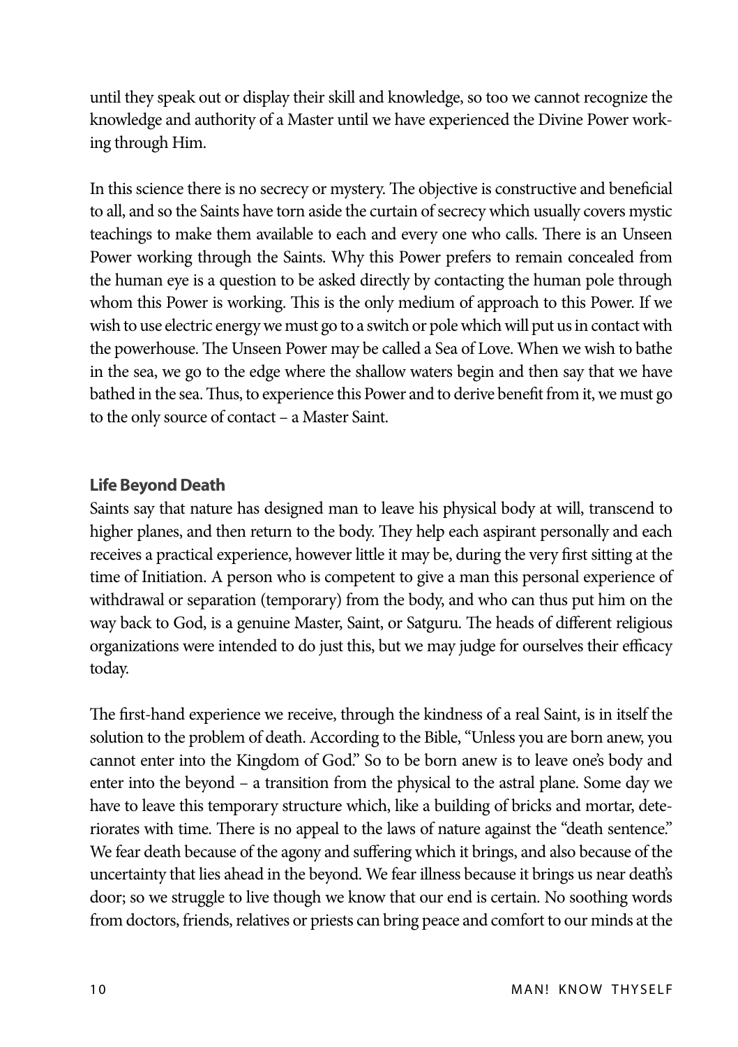until they speak out or display their skill and knowledge, so too we cannot recognize the knowledge and authority of a Master until we have experienced the Divine Power working through Him.

In this science there is no secrecy or mystery. The objective is constructive and beneficial to all, and so the Saints have torn aside the curtain of secrecy which usually covers mystic teachings to make them available to each and every one who calls. There is an Unseen Power working through the Saints. Why this Power prefers to remain concealed from the human eye is a question to be asked directly by contacting the human pole through whom this Power is working. This is the only medium of approach to this Power. If we wish to use electric energy we must go to a switch or pole which will put us in contact with the powerhouse. The Unseen Power may be called a Sea of Love. When we wish to bathe in the sea, we go to the edge where the shallow waters begin and then say that we have bathed in the sea. Thus, to experience this Power and to derive benefit from it, we must go to the only source of contact – a Master Saint.

### Life Beyond Death

Saints say that nature has designed man to leave his physical body at will, transcend to higher planes, and then return to the body. They help each aspirant personally and each receives a practical experience, however little it may be, during the very first sitting at the time of Initiation. A person who is competent to give a man this personal experience of withdrawal or separation (temporary) from the body, and who can thus put him on the way back to God, is a genuine Master, Saint, or Satguru. The heads of different religious organizations were intended to do just this, but we may judge for ourselves their efficacy today.

The first-hand experience we receive, through the kindness of a real Saint, is in itself the solution to the problem of death. According to the Bible, "Unless you are born anew, you cannot enter into the Kingdom of God." So to be born anew is to leave one's body and enter into the beyond – a transition from the physical to the astral plane. Some day we have to leave this temporary structure which, like a building of bricks and mortar, deteriorates with time. There is no appeal to the laws of nature against the "death sentence." We fear death because of the agony and suffering which it brings, and also because of the uncertainty that lies ahead in the beyond. We fear illness because it brings us near death's door; so we struggle to live though we know that our end is certain. No soothing words from doctors, friends, relatives or priests can bring peace and comfort to our minds at the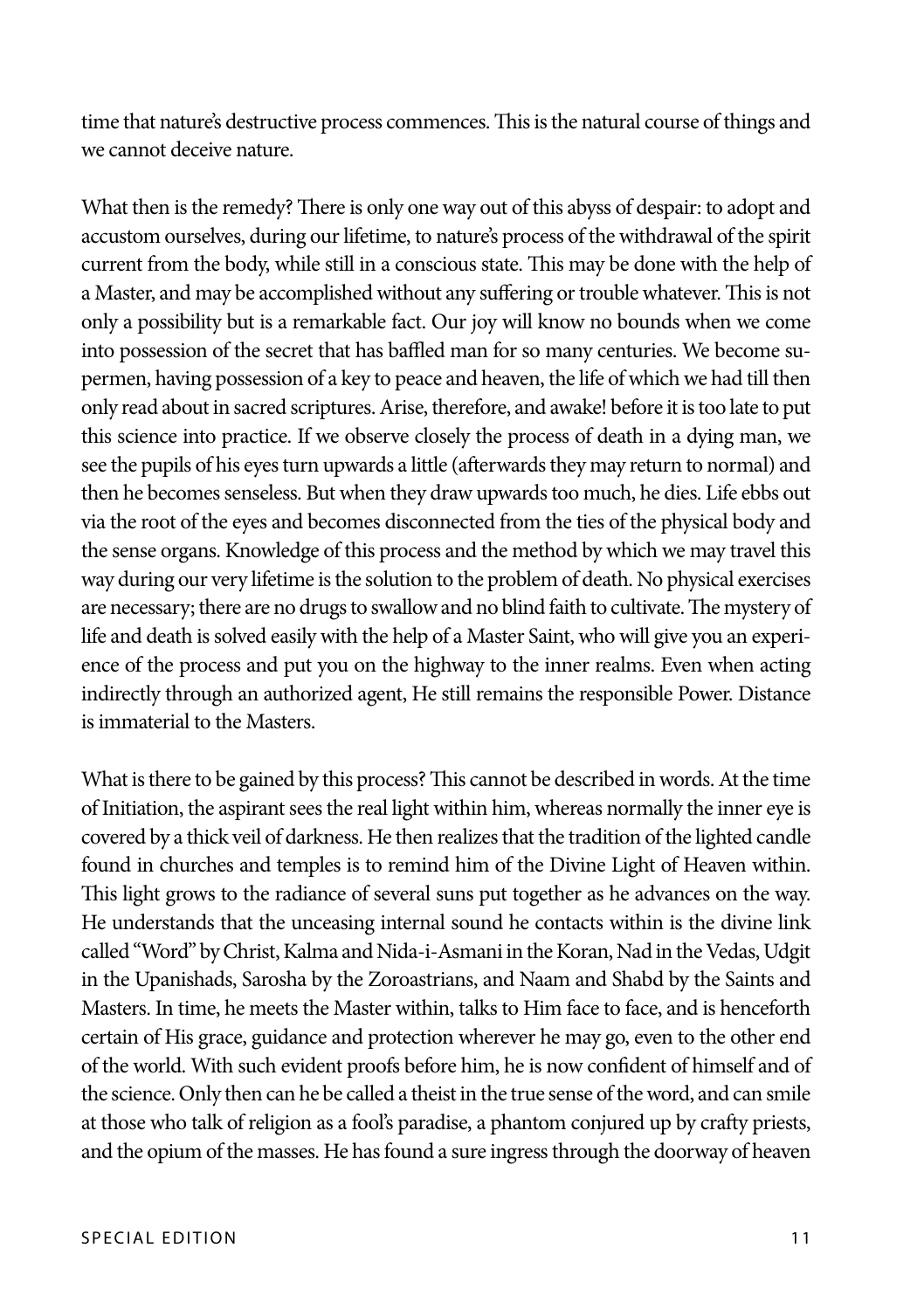time that nature's destructive process commences. This is the natural course of things and we cannot deceive nature.

What then is the remedy? There is only one way out of this abyss of despair: to adopt and accustom ourselves, during our lifetime, to nature's process of the withdrawal of the spirit current from the body, while still in a conscious state. This may be done with the help of a Master, and may be accomplished without any suffering or trouble whatever. This is not only a possibility but is a remarkable fact. Our joy will know no bounds when we come into possession of the secret that has baffled man for so many centuries. We become supermen, having possession of a key to peace and heaven, the life of which we had till then only read about in sacred scriptures. Arise, therefore, and awake! before it is too late to put this science into practice. If we observe closely the process of death in a dying man, we see the pupils of his eyes turn upwards a little (afterwards they may return to normal) and then he becomes senseless. But when they draw upwards too much, he dies. Life ebbs out via the root of the eyes and becomes disconnected from the ties of the physical body and the sense organs. Knowledge of this process and the method by which we may travel this way during our very lifetime is the solution to the problem of death. No physical exercises are necessary; there are no drugs to swallow and no blind faith to cultivate. The mystery of life and death is solved easily with the help of a Master Saint, who will give you an experience of the process and put you on the highway to the inner realms. Even when acting indirectly through an authorized agent, He still remains the responsible Power. Distance is immaterial to the Masters.

What is there to be gained by this process? This cannot be described in words. At the time of Initiation, the aspirant sees the real light within him, whereas normally the inner eye is covered by a thick veil of darkness. He then realizes that the tradition of the lighted candle found in churches and temples is to remind him of the Divine Light of Heaven within. This light grows to the radiance of several suns put together as he advances on the way. He understands that the unceasing internal sound he contacts within is the divine link called "Word" by Christ, Kalma and Nida-i-Asmani in the Koran, Nad in the Vedas, Udgit in the Upanishads, Sarosha by the Zoroastrians, and Naam and Shabd by the Saints and Masters. In time, he meets the Master within, talks to Him face to face, and is henceforth certain of His grace, guidance and protection wherever he may go, even to the other end of the world. With such evident proofs before him, he is now confident of himself and of the science. Only then can he be called a theist in the true sense of the word, and can smile at those who talk of religion as a fool's paradise, a phantom conjured up by crafty priests, and the opium of the masses. He has found a sure ingress through the doorway of heaven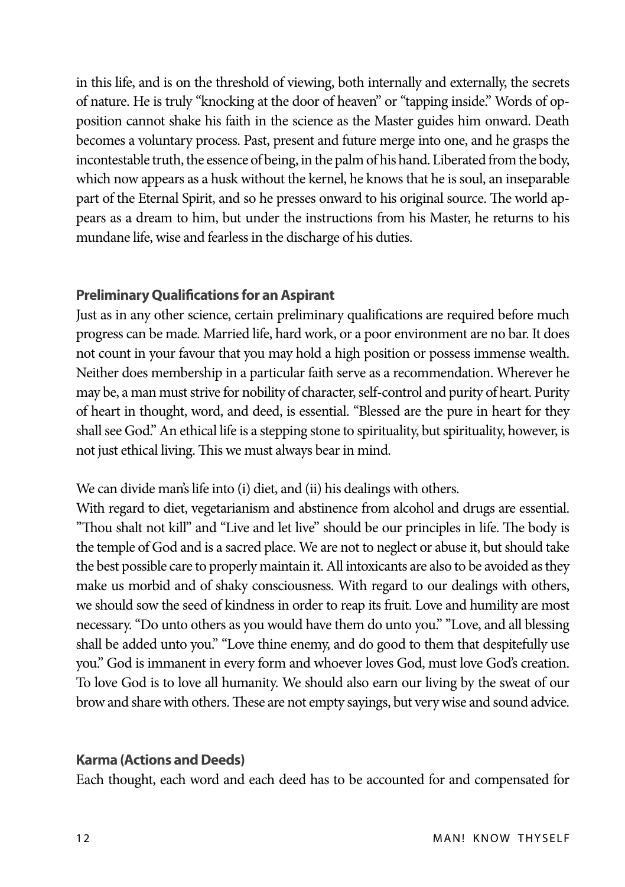in this life, and is on the threshold of viewing, both internally and externally, the secrets of nature. He is truly "knocking at the door of heaven" or "tapping inside." Words of opposition cannot shake his faith in the science as the Master guides him onward. Death becomes a voluntary process. Past, present and future merge into one, and he grasps the incontestable truth, the essence of being, in the palm of his hand. Liberated from the body, which now appears as a husk without the kernel, he knows that he is soul, an inseparable part of the Eternal Spirit, and so he presses onward to his original source. The world appears as a dream to him, but under the instructions from his Master, he returns to his mundane life, wise and fearless in the discharge of his duties.

### Preliminary Qualifications for an Aspirant

Just as in any other science, certain preliminary qualifications are required before much progress can be made. Married life, hard work, or a poor environment are no bar. It does not count in your favour that you may hold a high position or possess immense wealth. Neither does membership in a particular faith serve as a recommendation. Wherever he may be, a man must strive for nobility of character, self-control and purity of heart. Purity of heart in thought, word, and deed, is essential. "Blessed are the pure in heart for they shall see God." An ethical life is a stepping stone to spirituality, but spirituality, however, is not just ethical living. This we must always bear in mind.

We can divide man's life into (i) diet, and (ii) his dealings with others.

With regard to diet, vegetarianism and abstinence from alcohol and drugs are essential. "Thou shalt not kill" and "Live and let live" should be our principles in life. The body is the temple of God and is a sacred place. We are not to neglect or abuse it, but should take the best possible care to properly maintain it. All intoxicants are also to be avoided as they make us morbid and of shaky consciousness. With regard to our dealings with others, we should sow the seed of kindness in order to reap its fruit. Love and humility are most necessary. "Do unto others as you would have them do unto you." "Love, and all blessing shall be added unto you." "Love thine enemy, and do good to them that despitefully use you." God is immanent in every form and whoever loves God, must love God's creation. To love God is to love all humanity. We should also earn our living by the sweat of our brow and share with others. These are not empty sayings, but very wise and sound advice.

### Karma (Actions and Deeds)

Each thought, each word and each deed has to be accounted for and compensated for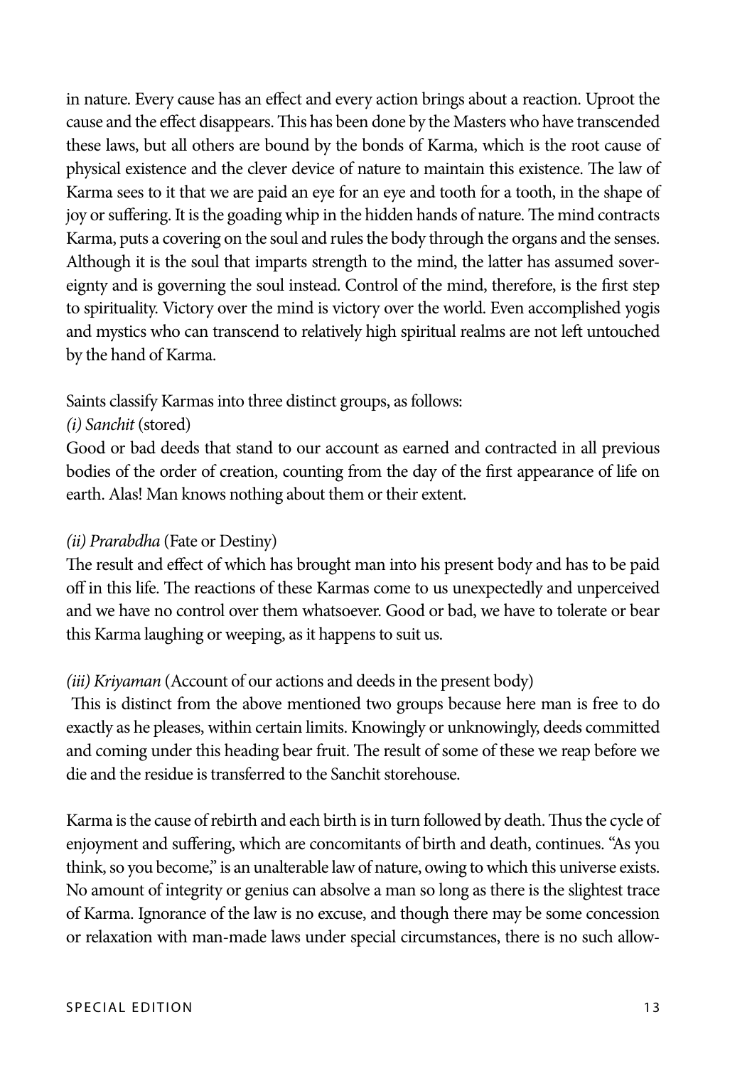in nature. Every cause has an effect and every action brings about a reaction. Uproot the cause and the effect disappears. This has been done by the Masters who have transcended these laws, but all others are bound by the bonds of Karma, which is the root cause of physical existence and the clever device of nature to maintain this existence. The law of Karma sees to it that we are paid an eye for an eye and tooth for a tooth, in the shape of joy or suffering. It is the goading whip in the hidden hands of nature. The mind contracts Karma, puts a covering on the soul and rules the body through the organs and the senses. Although it is the soul that imparts strength to the mind, the latter has assumed sovereignty and is governing the soul instead. Control of the mind, therefore, is the first step to spirituality. Victory over the mind is victory over the world. Even accomplished yogis and mystics who can transcend to relatively high spiritual realms are not left untouched by the hand of Karma.

Saints classify Karmas into three distinct groups, as follows:

*(i) Sanchit* (stored)

Good or bad deeds that stand to our account as earned and contracted in all previous bodies of the order of creation, counting from the day of the first appearance of life on earth. Alas! Man knows nothing about them or their extent.

*(ii) Prarabdha* (Fate or Destiny)

The result and effect of which has brought man into his present body and has to be paid off in this life. The reactions of these Karmas come to us unexpectedly and unperceived and we have no control over them whatsoever. Good or bad, we have to tolerate or bear this Karma laughing or weeping, as it happens to suit us.

*(iii) Kriyaman* (Account of our actions and deeds in the present body)

This is distinct from the above mentioned two groups because here man is free to do exactly as he pleases, within certain limits. Knowingly or unknowingly, deeds committed and coming under this heading bear fruit. The result of some of these we reap before we die and the residue is transferred to the Sanchit storehouse.

Karma is the cause of rebirth and each birth is in turn followed by death. Thus the cycle of enjoyment and suffering, which are concomitants of birth and death, continues. "As you think, so you become," is an unalterable law of nature, owing to which this universe exists. No amount of integrity or genius can absolve a man so long as there is the slightest trace of Karma. Ignorance of the law is no excuse, and though there may be some concession or relaxation with man-made laws under special circumstances, there is no such allow-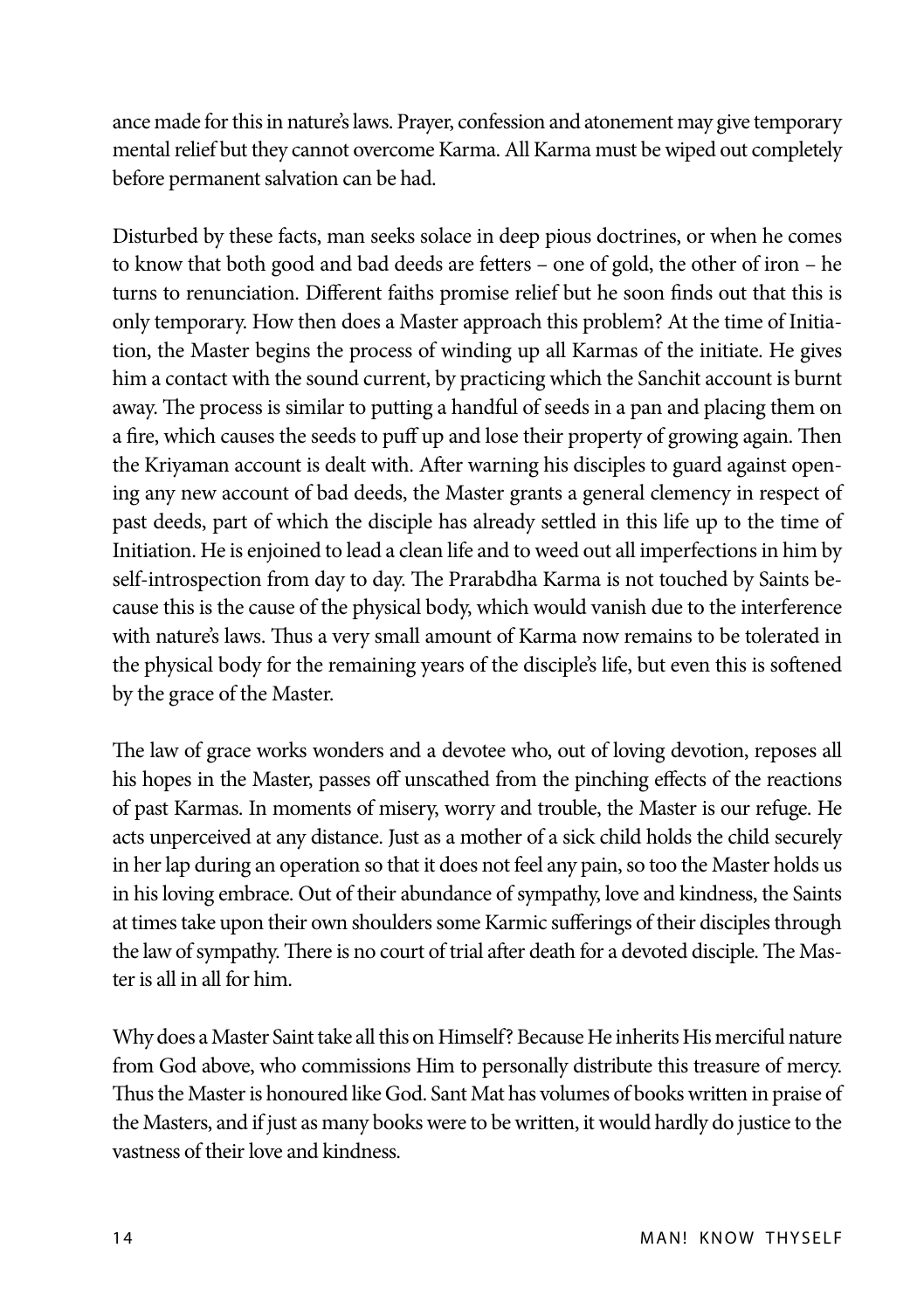ance made for this in nature's laws. Prayer, confession and atonement may give temporary mental relief but they cannot overcome Karma. All Karma must be wiped out completely before permanent salvation can be had.

Disturbed by these facts, man seeks solace in deep pious doctrines, or when he comes to know that both good and bad deeds are fetters – one of gold, the other of iron – he turns to renunciation. Different faiths promise relief but he soon finds out that this is only temporary. How then does a Master approach this problem? At the time of Initiation, the Master begins the process of winding up all Karmas of the initiate. He gives him a contact with the sound current, by practicing which the Sanchit account is burnt away. The process is similar to putting a handful of seeds in a pan and placing them on a fire, which causes the seeds to puff up and lose their property of growing again. Then the Kriyaman account is dealt with. After warning his disciples to guard against opening any new account of bad deeds, the Master grants a general clemency in respect of past deeds, part of which the disciple has already settled in this life up to the time of Initiation. He is enjoined to lead a clean life and to weed out all imperfections in him by self-introspection from day to day. The Prarabdha Karma is not touched by Saints because this is the cause of the physical body, which would vanish due to the interference with nature's laws. Thus a very small amount of Karma now remains to be tolerated in the physical body for the remaining years of the disciple's life, but even this is softened by the grace of the Master.

The law of grace works wonders and a devotee who, out of loving devotion, reposes all his hopes in the Master, passes off unscathed from the pinching effects of the reactions of past Karmas. In moments of misery, worry and trouble, the Master is our refuge. He acts unperceived at any distance. Just as a mother of a sick child holds the child securely in her lap during an operation so that it does not feel any pain, so too the Master holds us in his loving embrace. Out of their abundance of sympathy, love and kindness, the Saints at times take upon their own shoulders some Karmic sufferings of their disciples through the law of sympathy. There is no court of trial after death for a devoted disciple. The Master is all in all for him.

Why does a Master Saint take all this on Himself? Because He inherits His merciful nature from God above, who commissions Him to personally distribute this treasure of mercy. Thus the Master is honoured like God. Sant Mat has volumes of books written in praise of the Masters, and if just as many books were to be written, it would hardly do justice to the vastness of their love and kindness.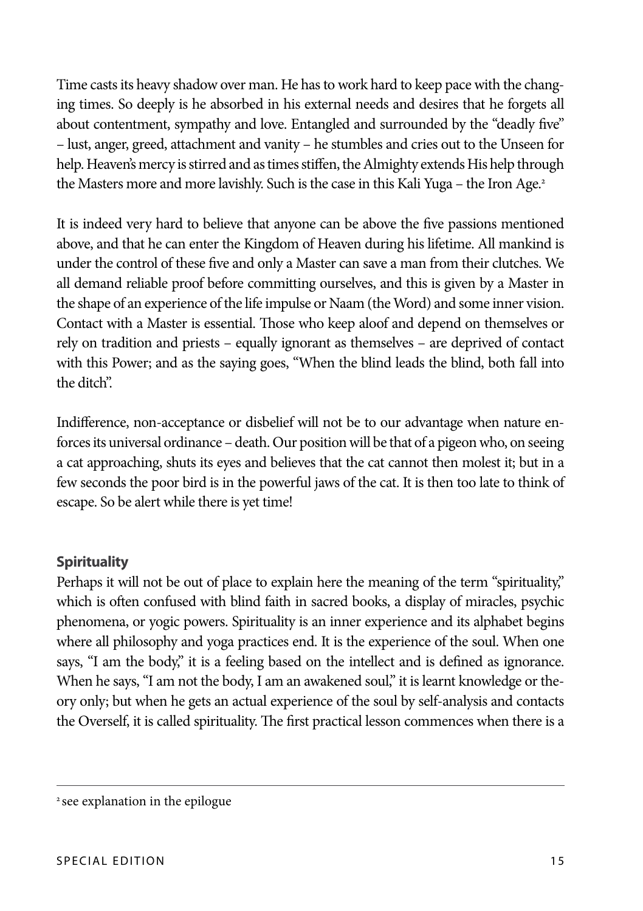Time casts its heavy shadow over man. He has to work hard to keep pace with the changing times. So deeply is he absorbed in his external needs and desires that he forgets all about contentment, sympathy and love. Entangled and surrounded by the "deadly five" – lust, anger, greed, attachment and vanity – he stumbles and cries out to the Unseen for help. Heaven's mercy is stirred and as times stiffen, the Almighty extends His help through the Masters more and more lavishly. Such is the case in this Kali Yuga – the Iron Age.[2]

It is indeed very hard to believe that anyone can be above the five passions mentioned above, and that he can enter the Kingdom of Heaven during his lifetime. All mankind is under the control of these five and only a Master can save a man from their clutches. We all demand reliable proof before committing ourselves, and this is given by a Master in the shape of an experience of the life impulse or Naam (the Word) and some inner vision. Contact with a Master is essential. Those who keep aloof and depend on themselves or rely on tradition and priests – equally ignorant as themselves – are deprived of contact with this Power; and as the saying goes, "When the blind leads the blind, both fall into the ditch".

Indifference, non-acceptance or disbelief will not be to our advantage when nature enforces its universal ordinance – death. Our position will be that of a pigeon who, on seeing a cat approaching, shuts its eyes and believes that the cat cannot then molest it; but in a few seconds the poor bird is in the powerful jaws of the cat. It is then too late to think of escape. So be alert while there is yet time!

## Spirituality

Perhaps it will not be out of place to explain here the meaning of the term "spirituality," which is often confused with blind faith in sacred books, a display of miracles, psychic phenomena, or yogic powers. Spirituality is an inner experience and its alphabet begins where all philosophy and yoga practices end. It is the experience of the soul. When one says, "I am the body," it is a feeling based on the intellect and is defined as ignorance. When he says, "I am not the body, I am an awakened soul," it is learnt knowledge or theory only; but when he gets an actual experience of the soul by self-analysis and contacts the Overself, it is called spirituality. The first practical lesson commences when there is a

---

[2] see explanation in the epilogue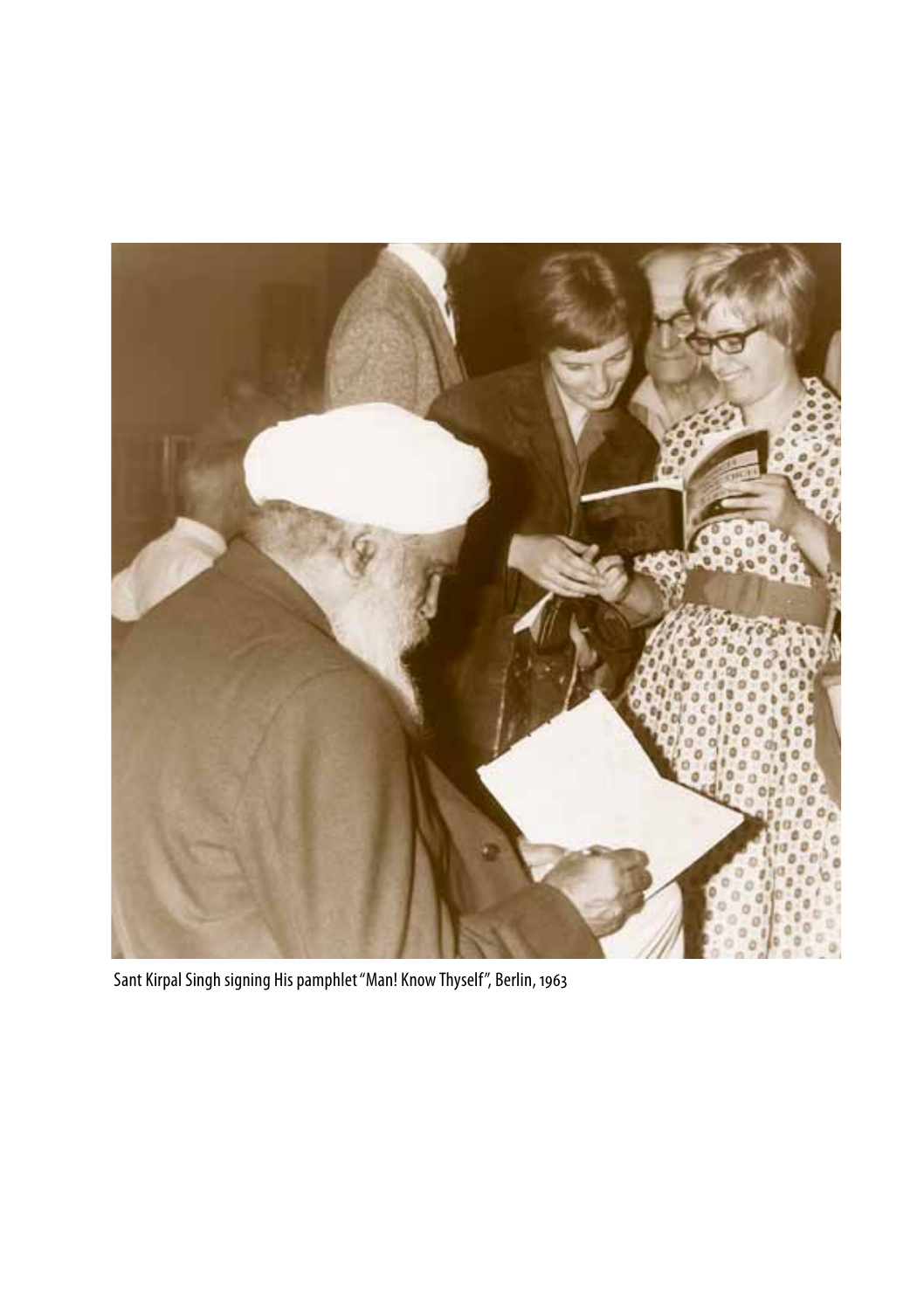Sant Kirpal Singh signing His pamphlet "Man! Know Thyself", Berlin, 1963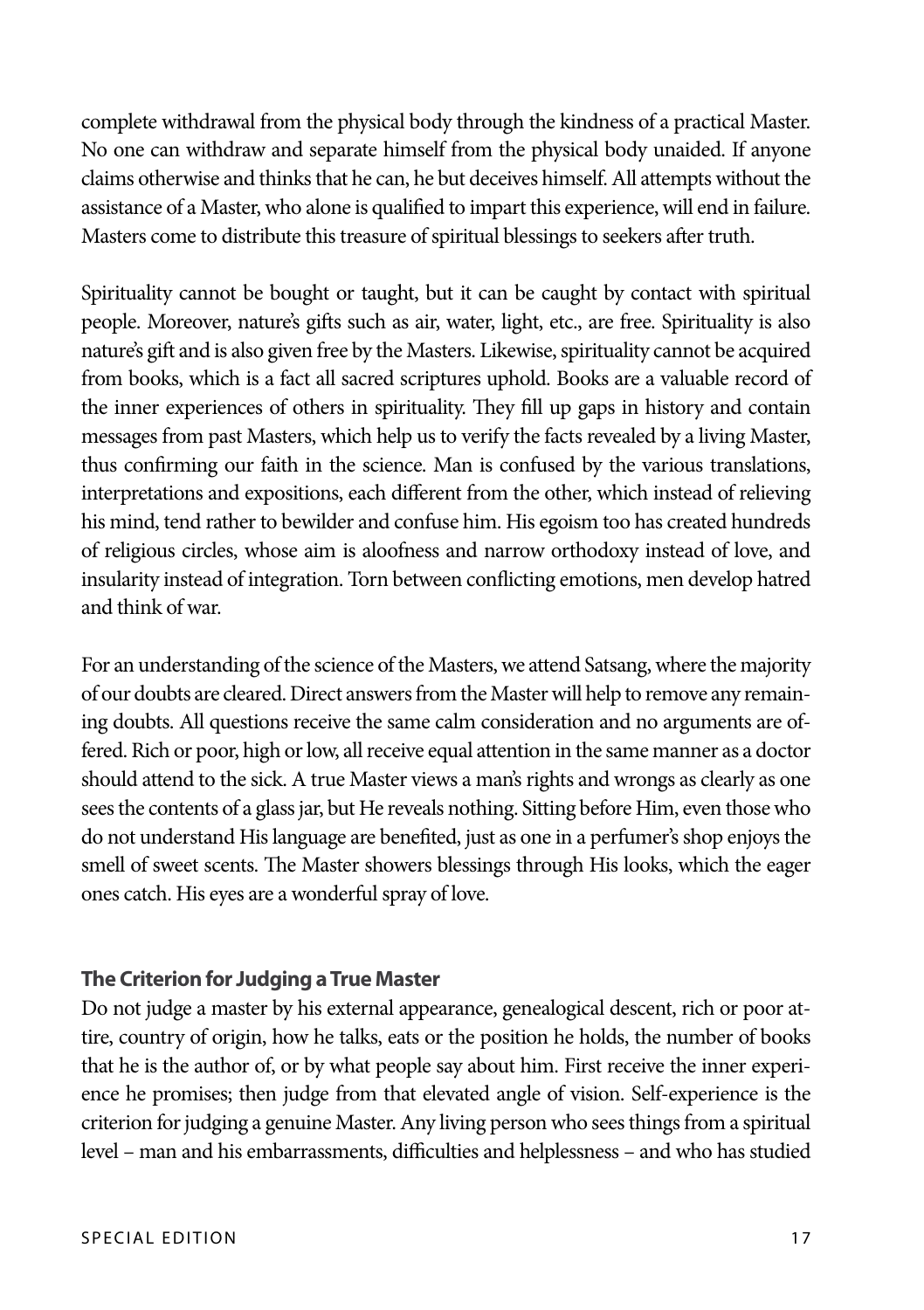complete withdrawal from the physical body through the kindness of a practical Master. No one can withdraw and separate himself from the physical body unaided. If anyone claims otherwise and thinks that he can, he but deceives himself. All attempts without the assistance of a Master, who alone is qualified to impart this experience, will end in failure. Masters come to distribute this treasure of spiritual blessings to seekers after truth.

Spirituality cannot be bought or taught, but it can be caught by contact with spiritual people. Moreover, nature's gifts such as air, water, light, etc., are free. Spirituality is also nature's gift and is also given free by the Masters. Likewise, spirituality cannot be acquired from books, which is a fact all sacred scriptures uphold. Books are a valuable record of the inner experiences of others in spirituality. They fill up gaps in history and contain messages from past Masters, which help us to verify the facts revealed by a living Master, thus confirming our faith in the science. Man is confused by the various translations, interpretations and expositions, each different from the other, which instead of relieving his mind, tend rather to bewilder and confuse him. His egoism too has created hundreds of religious circles, whose aim is aloofness and narrow orthodoxy instead of love, and insularity instead of integration. Torn between conflicting emotions, men develop hatred and think of war.

For an understanding of the science of the Masters, we attend Satsang, where the majority of our doubts are cleared. Direct answers from the Master will help to remove any remaining doubts. All questions receive the same calm consideration and no arguments are offered. Rich or poor, high or low, all receive equal attention in the same manner as a doctor should attend to the sick. A true Master views a man's rights and wrongs as clearly as one sees the contents of a glass jar, but He reveals nothing. Sitting before Him, even those who do not understand His language are benefited, just as one in a perfumer's shop enjoys the smell of sweet scents. The Master showers blessings through His looks, which the eager ones catch. His eyes are a wonderful spray of love.

### The Criterion for Judging a True Master

Do not judge a master by his external appearance, genealogical descent, rich or poor attire, country of origin, how he talks, eats or the position he holds, the number of books that he is the author of, or by what people say about him. First receive the inner experience he promises; then judge from that elevated angle of vision. Self-experience is the criterion for judging a genuine Master. Any living person who sees things from a spiritual level – man and his embarrassments, difficulties and helplessness – and who has studied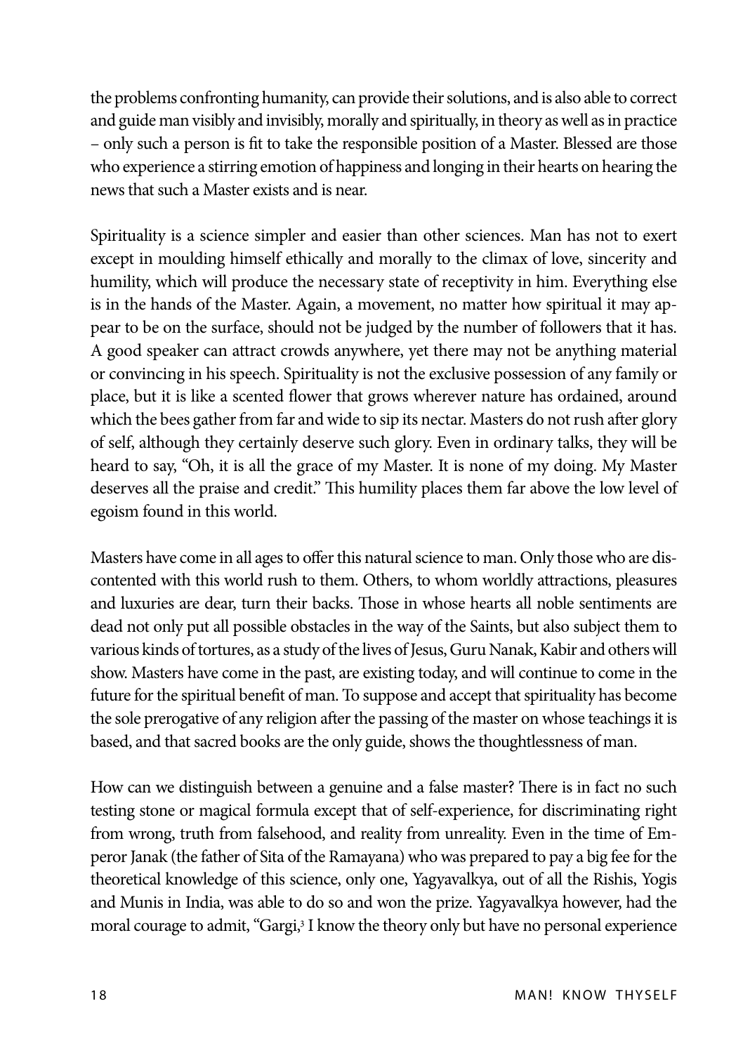the problems confronting humanity, can provide their solutions, and is also able to correct and guide man visibly and invisibly, morally and spiritually, in theory as well as in practice – only such a person is fit to take the responsible position of a Master. Blessed are those who experience a stirring emotion of happiness and longing in their hearts on hearing the news that such a Master exists and is near.

Spirituality is a science simpler and easier than other sciences. Man has not to exert except in moulding himself ethically and morally to the climax of love, sincerity and humility, which will produce the necessary state of receptivity in him. Everything else is in the hands of the Master. Again, a movement, no matter how spiritual it may appear to be on the surface, should not be judged by the number of followers that it has. A good speaker can attract crowds anywhere, yet there may not be anything material or convincing in his speech. Spirituality is not the exclusive possession of any family or place, but it is like a scented flower that grows wherever nature has ordained, around which the bees gather from far and wide to sip its nectar. Masters do not rush after glory of self, although they certainly deserve such glory. Even in ordinary talks, they will be heard to say, "Oh, it is all the grace of my Master. It is none of my doing. My Master deserves all the praise and credit." This humility places them far above the low level of egoism found in this world.

Masters have come in all ages to offer this natural science to man. Only those who are discontented with this world rush to them. Others, to whom worldly attractions, pleasures and luxuries are dear, turn their backs. Those in whose hearts all noble sentiments are dead not only put all possible obstacles in the way of the Saints, but also subject them to various kinds of tortures, as a study of the lives of Jesus, Guru Nanak, Kabir and others will show. Masters have come in the past, are existing today, and will continue to come in the future for the spiritual benefit of man. To suppose and accept that spirituality has become the sole prerogative of any religion after the passing of the master on whose teachings it is based, and that sacred books are the only guide, shows the thoughtlessness of man.

How can we distinguish between a genuine and a false master? There is in fact no such testing stone or magical formula except that of self-experience, for discriminating right from wrong, truth from falsehood, and reality from unreality. Even in the time of Emperor Janak (the father of Sita of the Ramayana) who was prepared to pay a big fee for the theoretical knowledge of this science, only one, Yagyavalkya, out of all the Rishis, Yogis and Munis in India, was able to do so and won the prize. Yagyavalkya however, had the moral courage to admit, "Gargi,[3] I know the theory only but have no personal experience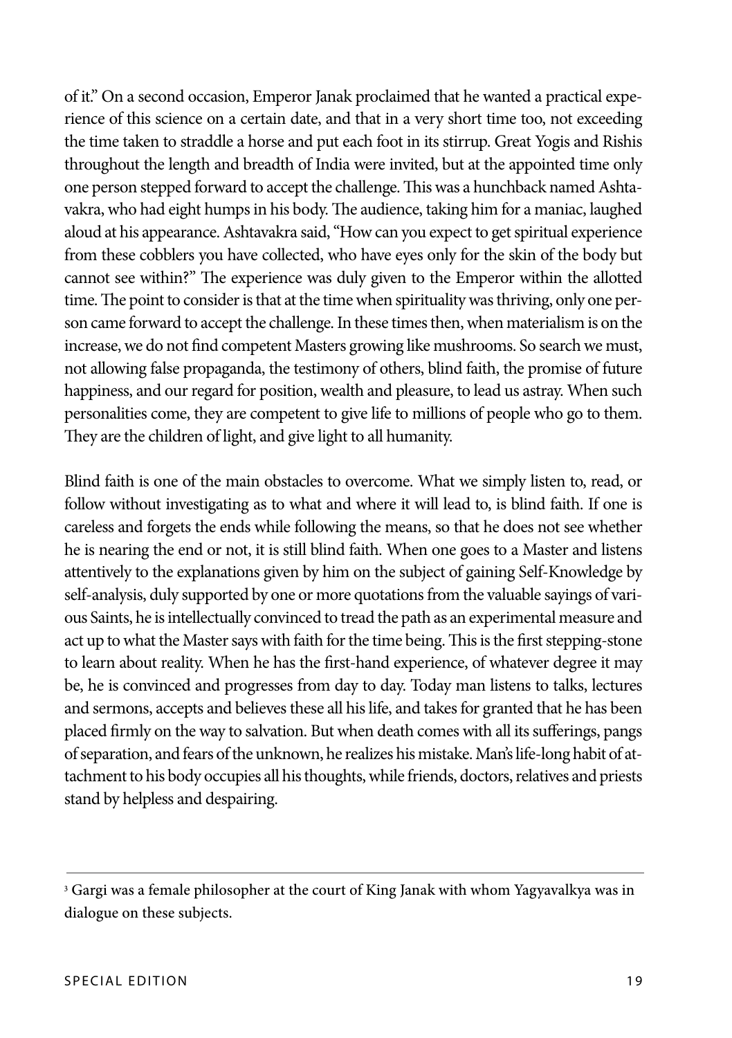of it." On a second occasion, Emperor Janak proclaimed that he wanted a practical experience of this science on a certain date, and that in a very short time too, not exceeding the time taken to straddle a horse and put each foot in its stirrup. Great Yogis and Rishis throughout the length and breadth of India were invited, but at the appointed time only one person stepped forward to accept the challenge. This was a hunchback named Ashtavakra, who had eight humps in his body. The audience, taking him for a maniac, laughed aloud at his appearance. Ashtavakra said, "How can you expect to get spiritual experience from these cobblers you have collected, who have eyes only for the skin of the body but cannot see within?" The experience was duly given to the Emperor within the allotted time. The point to consider is that at the time when spirituality was thriving, only one person came forward to accept the challenge. In these times then, when materialism is on the increase, we do not find competent Masters growing like mushrooms. So search we must, not allowing false propaganda, the testimony of others, blind faith, the promise of future happiness, and our regard for position, wealth and pleasure, to lead us astray. When such personalities come, they are competent to give life to millions of people who go to them. They are the children of light, and give light to all humanity.

Blind faith is one of the main obstacles to overcome. What we simply listen to, read, or follow without investigating as to what and where it will lead to, is blind faith. If one is careless and forgets the ends while following the means, so that he does not see whether he is nearing the end or not, it is still blind faith. When one goes to a Master and listens attentively to the explanations given by him on the subject of gaining Self-Knowledge by self-analysis, duly supported by one or more quotations from the valuable sayings of various Saints, he is intellectually convinced to tread the path as an experimental measure and act up to what the Master says with faith for the time being. This is the first stepping-stone to learn about reality. When he has the first-hand experience, of whatever degree it may be, he is convinced and progresses from day to day. Today man listens to talks, lectures and sermons, accepts and believes these all his life, and takes for granted that he has been placed firmly on the way to salvation. But when death comes with all its sufferings, pangs of separation, and fears of the unknown, he realizes his mistake. Man's life-long habit of attachment to his body occupies all his thoughts, while friends, doctors, relatives and priests stand by helpless and despairing.

---

[3] Gargi was a female philosopher at the court of King Janak with whom Yagyavalkya was in dialogue on these subjects.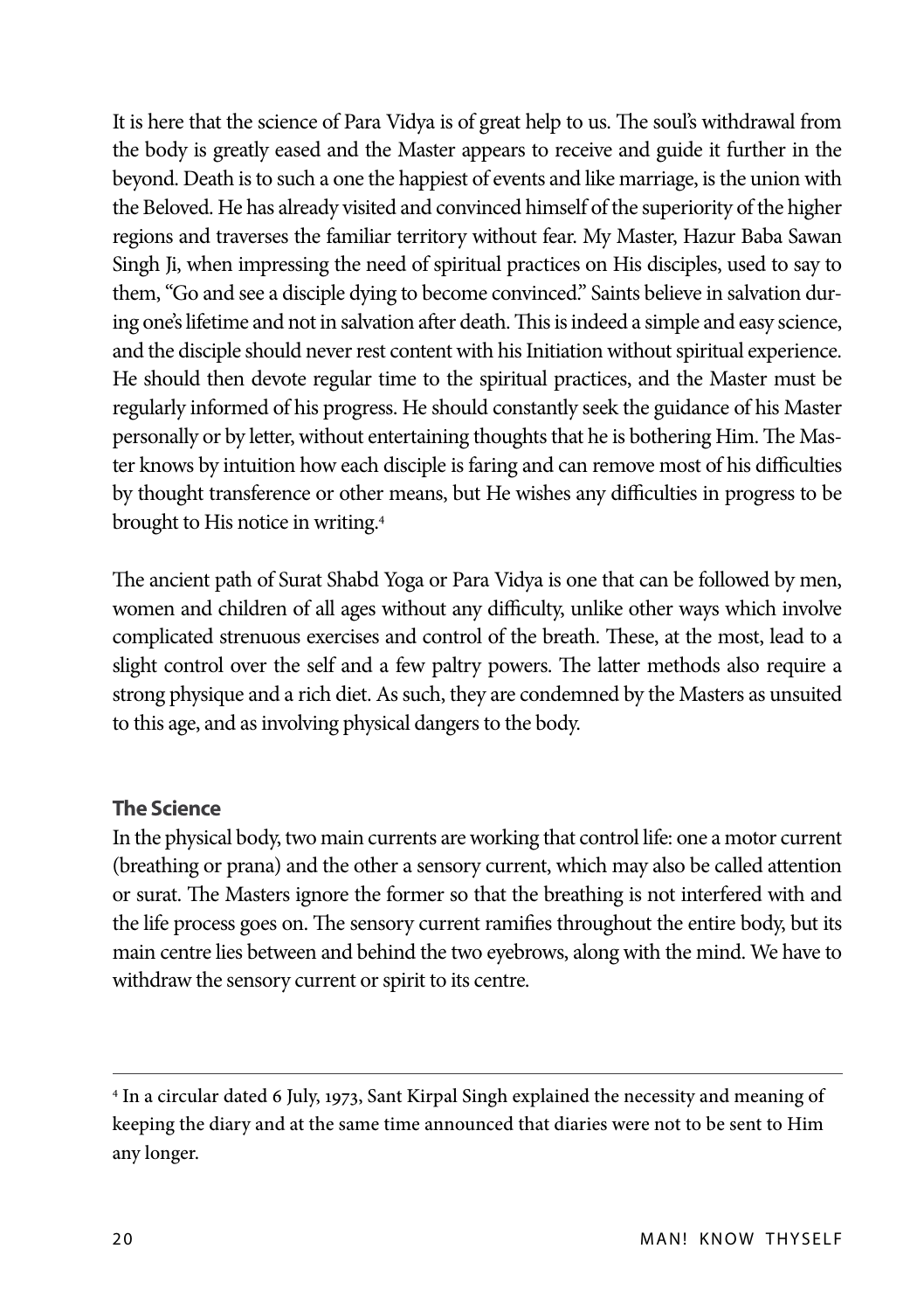It is here that the science of Para Vidya is of great help to us. The soul's withdrawal from the body is greatly eased and the Master appears to receive and guide it further in the beyond. Death is to such a one the happiest of events and like marriage, is the union with the Beloved. He has already visited and convinced himself of the superiority of the higher regions and traverses the familiar territory without fear. My Master, Hazur Baba Sawan Singh Ji, when impressing the need of spiritual practices on His disciples, used to say to them, "Go and see a disciple dying to become convinced." Saints believe in salvation during one's lifetime and not in salvation after death. This is indeed a simple and easy science, and the disciple should never rest content with his Initiation without spiritual experience. He should then devote regular time to the spiritual practices, and the Master must be regularly informed of his progress. He should constantly seek the guidance of his Master personally or by letter, without entertaining thoughts that he is bothering Him. The Master knows by intuition how each disciple is faring and can remove most of his difficulties by thought transference or other means, but He wishes any difficulties in progress to be brought to His notice in writing.[4]

The ancient path of Surat Shabd Yoga or Para Vidya is one that can be followed by men, women and children of all ages without any difficulty, unlike other ways which involve complicated strenuous exercises and control of the breath. These, at the most, lead to a slight control over the self and a few paltry powers. The latter methods also require a strong physique and a rich diet. As such, they are condemned by the Masters as unsuited to this age, and as involving physical dangers to the body.

**The Science**

In the physical body, two main currents are working that control life: one a motor current (breathing or prana) and the other a sensory current, which may also be called attention or surat. The Masters ignore the former so that the breathing is not interfered with and the life process goes on. The sensory current ramifies throughout the entire body, but its main centre lies between and behind the two eyebrows, along with the mind. We have to withdraw the sensory current or spirit to its centre.

---

[4] In a circular dated 6 July, 1973, Sant Kirpal Singh explained the necessity and meaning of keeping the diary and at the same time announced that diaries were not to be sent to Him any longer.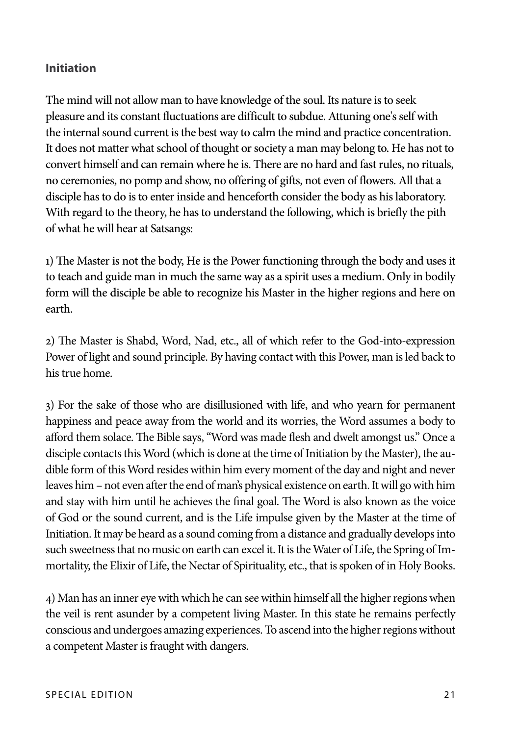## Initiation

The mind will not allow man to have knowledge of the soul. Its nature is to seek pleasure and its constant fluctuations are difficult to subdue. Attuning one's self with the internal sound current is the best way to calm the mind and practice concentration. It does not matter what school of thought or society a man may belong to. He has not to convert himself and can remain where he is. There are no hard and fast rules, no rituals, no ceremonies, no pomp and show, no offering of gifts, not even of flowers. All that a disciple has to do is to enter inside and henceforth consider the body as his laboratory. With regard to the theory, he has to understand the following, which is briefly the pith of what he will hear at Satsangs:

1) The Master is not the body, He is the Power functioning through the body and uses it to teach and guide man in much the same way as a spirit uses a medium. Only in bodily form will the disciple be able to recognize his Master in the higher regions and here on earth.

2) The Master is Shabd, Word, Nad, etc., all of which refer to the God-into-expression Power of light and sound principle. By having contact with this Power, man is led back to his true home.

3) For the sake of those who are disillusioned with life, and who yearn for permanent happiness and peace away from the world and its worries, the Word assumes a body to afford them solace. The Bible says, "Word was made flesh and dwelt amongst us." Once a disciple contacts this Word (which is done at the time of Initiation by the Master), the audible form of this Word resides within him every moment of the day and night and never leaves him – not even after the end of man's physical existence on earth. It will go with him and stay with him until he achieves the final goal. The Word is also known as the voice of God or the sound current, and is the Life impulse given by the Master at the time of Initiation. It may be heard as a sound coming from a distance and gradually develops into such sweetness that no music on earth can excel it. It is the Water of Life, the Spring of Immortality, the Elixir of Life, the Nectar of Spirituality, etc., that is spoken of in Holy Books.

4) Man has an inner eye with which he can see within himself all the higher regions when the veil is rent asunder by a competent living Master. In this state he remains perfectly conscious and undergoes amazing experiences. To ascend into the higher regions without a competent Master is fraught with dangers.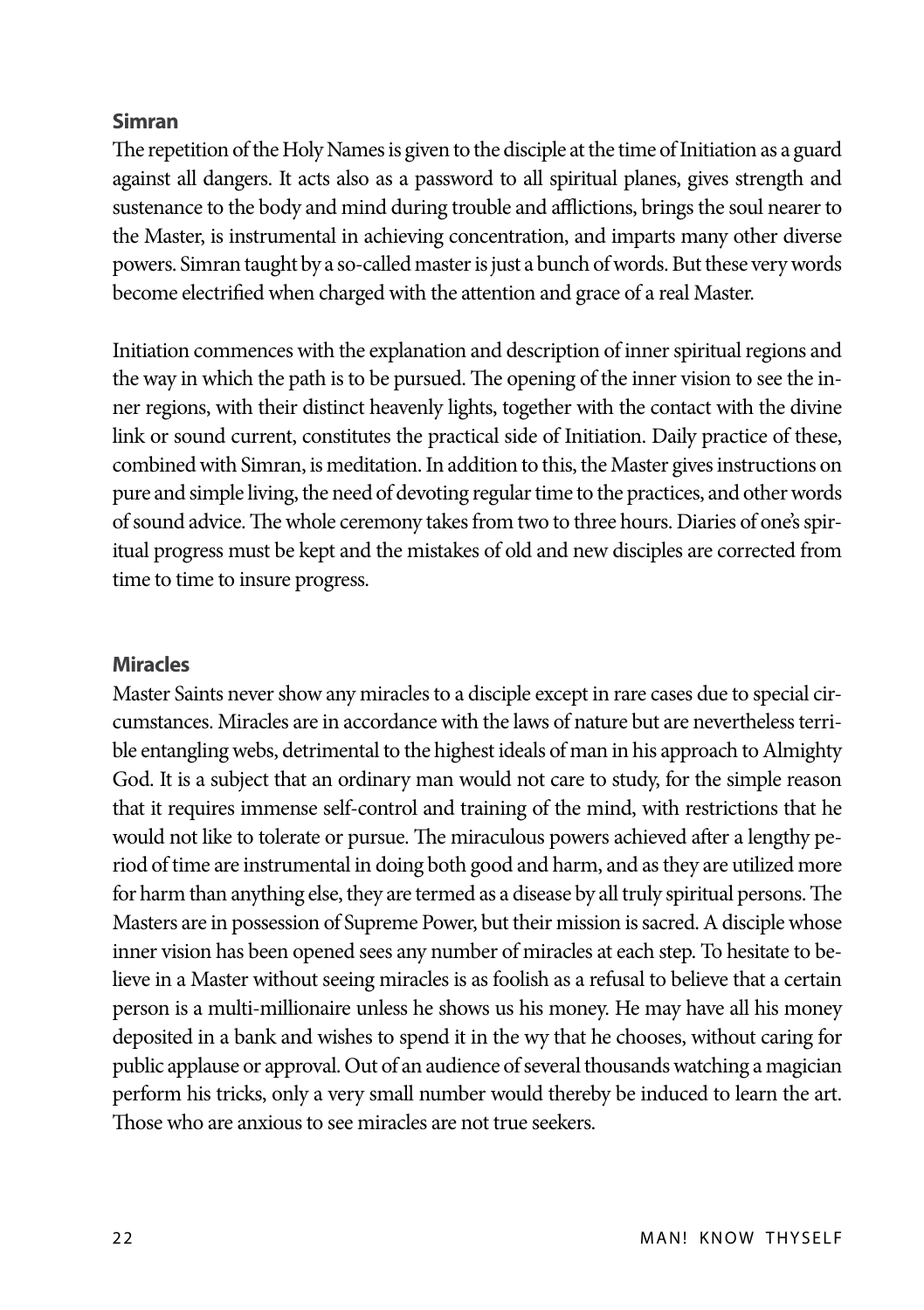### Simran

The repetition of the Holy Names is given to the disciple at the time of Initiation as a guard against all dangers. It acts also as a password to all spiritual planes, gives strength and sustenance to the body and mind during trouble and afflictions, brings the soul nearer to the Master, is instrumental in achieving concentration, and imparts many other diverse powers. Simran taught by a so-called master is just a bunch of words. But these very words become electrified when charged with the attention and grace of a real Master.

Initiation commences with the explanation and description of inner spiritual regions and the way in which the path is to be pursued. The opening of the inner vision to see the inner regions, with their distinct heavenly lights, together with the contact with the divine link or sound current, constitutes the practical side of Initiation. Daily practice of these, combined with Simran, is meditation. In addition to this, the Master gives instructions on pure and simple living, the need of devoting regular time to the practices, and other words of sound advice. The whole ceremony takes from two to three hours. Diaries of one's spiritual progress must be kept and the mistakes of old and new disciples are corrected from time to time to insure progress.

### Miracles

Master Saints never show any miracles to a disciple except in rare cases due to special circumstances. Miracles are in accordance with the laws of nature but are nevertheless terrible entangling webs, detrimental to the highest ideals of man in his approach to Almighty God. It is a subject that an ordinary man would not care to study, for the simple reason that it requires immense self-control and training of the mind, with restrictions that he would not like to tolerate or pursue. The miraculous powers achieved after a lengthy period of time are instrumental in doing both good and harm, and as they are utilized more for harm than anything else, they are termed as a disease by all truly spiritual persons. The Masters are in possession of Supreme Power, but their mission is sacred. A disciple whose inner vision has been opened sees any number of miracles at each step. To hesitate to believe in a Master without seeing miracles is as foolish as a refusal to believe that a certain person is a multi-millionaire unless he shows us his money. He may have all his money deposited in a bank and wishes to spend it in the wy that he chooses, without caring for public applause or approval. Out of an audience of several thousands watching a magician perform his tricks, only a very small number would thereby be induced to learn the art. Those who are anxious to see miracles are not true seekers.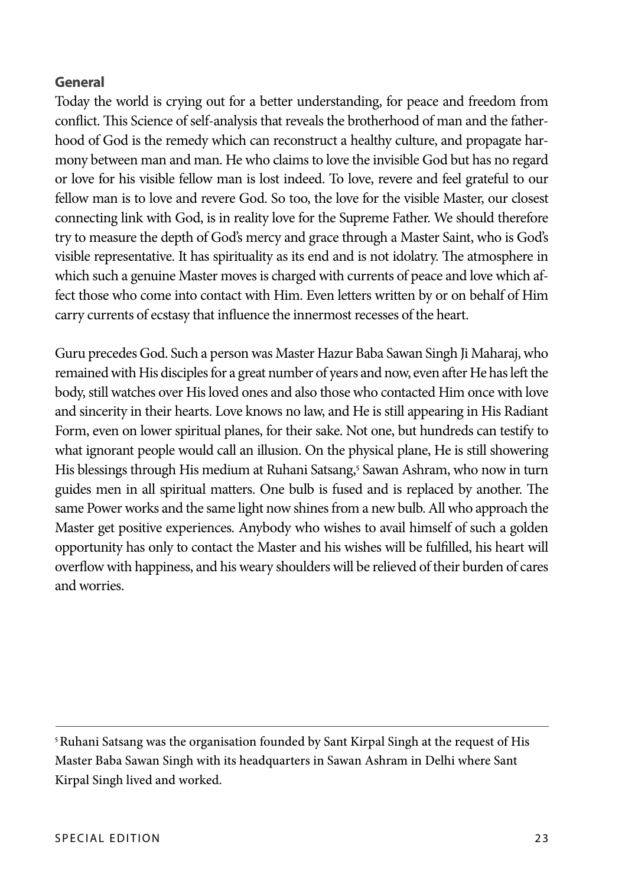**General**

Today the world is crying out for a better understanding, for peace and freedom from conflict. This Science of self-analysis that reveals the brotherhood of man and the fatherhood of God is the remedy which can reconstruct a healthy culture, and propagate harmony between man and man. He who claims to love the invisible God but has no regard or love for his visible fellow man is lost indeed. To love, revere and feel grateful to our fellow man is to love and revere God. So too, the love for the visible Master, our closest connecting link with God, is in reality love for the Supreme Father. We should therefore try to measure the depth of God's mercy and grace through a Master Saint, who is God's visible representative. It has spirituality as its end and is not idolatry. The atmosphere in which such a genuine Master moves is charged with currents of peace and love which affect those who come into contact with Him. Even letters written by or on behalf of Him carry currents of ecstasy that influence the innermost recesses of the heart.

Guru precedes God. Such a person was Master Hazur Baba Sawan Singh Ji Maharaj, who remained with His disciples for a great number of years and now, even after He has left the body, still watches over His loved ones and also those who contacted Him once with love and sincerity in their hearts. Love knows no law, and He is still appearing in His Radiant Form, even on lower spiritual planes, for their sake. Not one, but hundreds can testify to what ignorant people would call an illusion. On the physical plane, He is still showering His blessings through His medium at Ruhani Satsang,[5] Sawan Ashram, who now in turn guides men in all spiritual matters. One bulb is fused and is replaced by another. The same Power works and the same light now shines from a new bulb. All who approach the Master get positive experiences. Anybody who wishes to avail himself of such a golden opportunity has only to contact the Master and his wishes will be fulfilled, his heart will overflow with happiness, and his weary shoulders will be relieved of their burden of cares and worries.

---

[5] Ruhani Satsang was the organisation founded by Sant Kirpal Singh at the request of His Master Baba Sawan Singh with its headquarters in Sawan Ashram in Delhi where Sant Kirpal Singh lived and worked.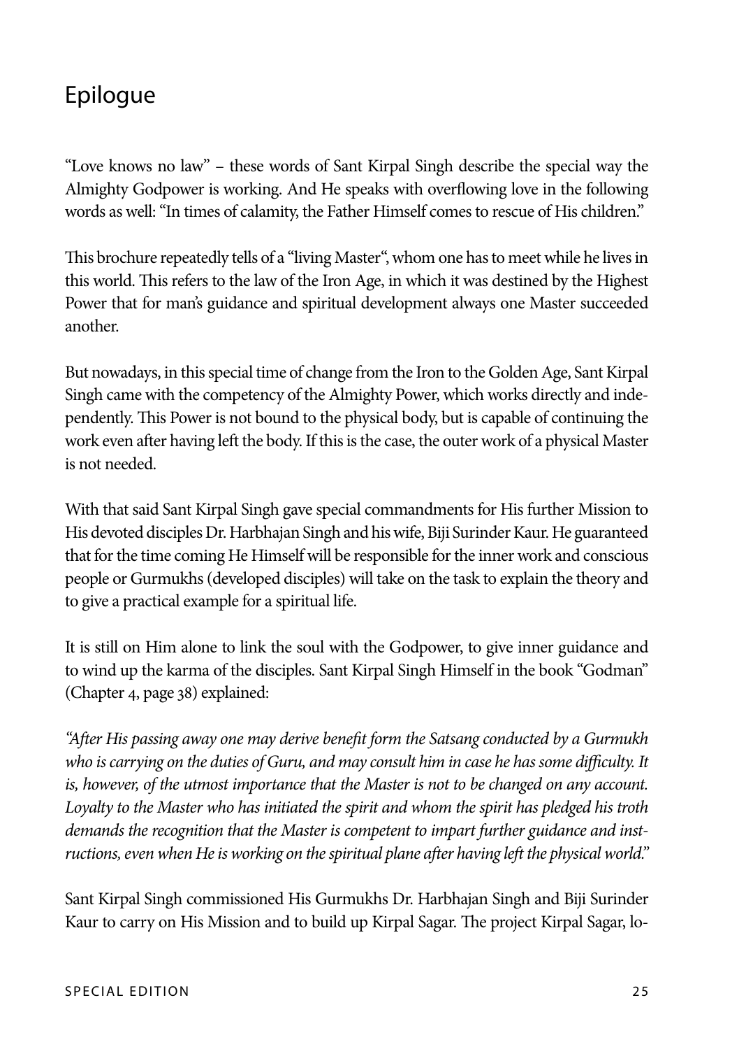# Epilogue

“Love knows no law” – these words of Sant Kirpal Singh describe the special way the Almighty Godpower is working. And He speaks with overflowing love in the following words as well: “In times of calamity, the Father Himself comes to rescue of His children.”

This brochure repeatedly tells of a “living Master“, whom one has to meet while he lives in this world. This refers to the law of the Iron Age, in which it was destined by the Highest Power that for man’s guidance and spiritual development always one Master succeeded another.

But nowadays, in this special time of change from the Iron to the Golden Age, Sant Kirpal Singh came with the competency of the Almighty Power, which works directly and independently. This Power is not bound to the physical body, but is capable of continuing the work even after having left the body. If this is the case, the outer work of a physical Master is not needed.

With that said Sant Kirpal Singh gave special commandments for His further Mission to His devoted disciples Dr. Harbhajan Singh and his wife, Biji Surinder Kaur. He guaranteed that for the time coming He Himself will be responsible for the inner work and conscious people or Gurmukhs (developed disciples) will take on the task to explain the theory and to give a practical example for a spiritual life.

It is still on Him alone to link the soul with the Godpower, to give inner guidance and to wind up the karma of the disciples. Sant Kirpal Singh Himself in the book “Godman” (Chapter 4, page 38) explained:

*“After His passing away one may derive benefit form the Satsang conducted by a Gurmukh who is carrying on the duties of Guru, and may consult him in case he has some difficulty. It is, however, of the utmost importance that the Master is not to be changed on any account. Loyalty to the Master who has initiated the spirit and whom the spirit has pledged his troth demands the recognition that the Master is competent to impart further guidance and instructions, even when He is working on the spiritual plane after having left the physical world.”*

Sant Kirpal Singh commissioned His Gurmukhs Dr. Harbhajan Singh and Biji Surinder Kaur to carry on His Mission and to build up Kirpal Sagar. The project Kirpal Sagar, lo-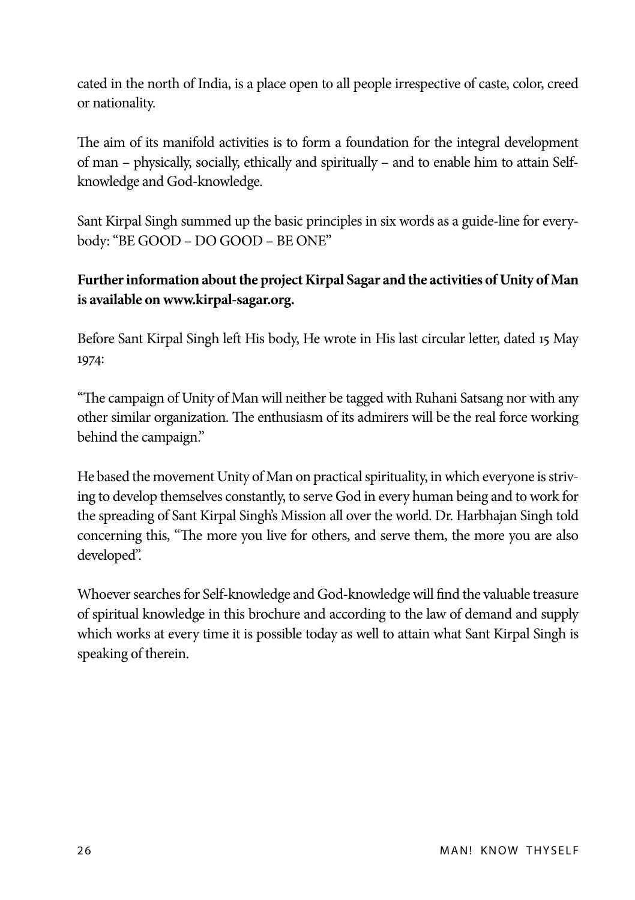cated in the north of India, is a place open to all people irrespective of caste, color, creed or nationality.

The aim of its manifold activities is to form a foundation for the integral development of man – physically, socially, ethically and spiritually – and to enable him to attain Self-knowledge and God-knowledge.

Sant Kirpal Singh summed up the basic principles in six words as a guide-line for everybody: "BE GOOD – DO GOOD – BE ONE"

**Further information about the project Kirpal Sagar and the activities of Unity of Man is available on www.kirpal-sagar.org.**

Before Sant Kirpal Singh left His body, He wrote in His last circular letter, dated 15 May 1974:

"The campaign of Unity of Man will neither be tagged with Ruhani Satsang nor with any other similar organization. The enthusiasm of its admirers will be the real force working behind the campaign."

He based the movement Unity of Man on practical spirituality, in which everyone is striving to develop themselves constantly, to serve God in every human being and to work for the spreading of Sant Kirpal Singh's Mission all over the world. Dr. Harbhajan Singh told concerning this, "The more you live for others, and serve them, the more you are also developed".

Whoever searches for Self-knowledge and God-knowledge will find the valuable treasure of spiritual knowledge in this brochure and according to the law of demand and supply which works at every time it is possible today as well to attain what Sant Kirpal Singh is speaking of therein.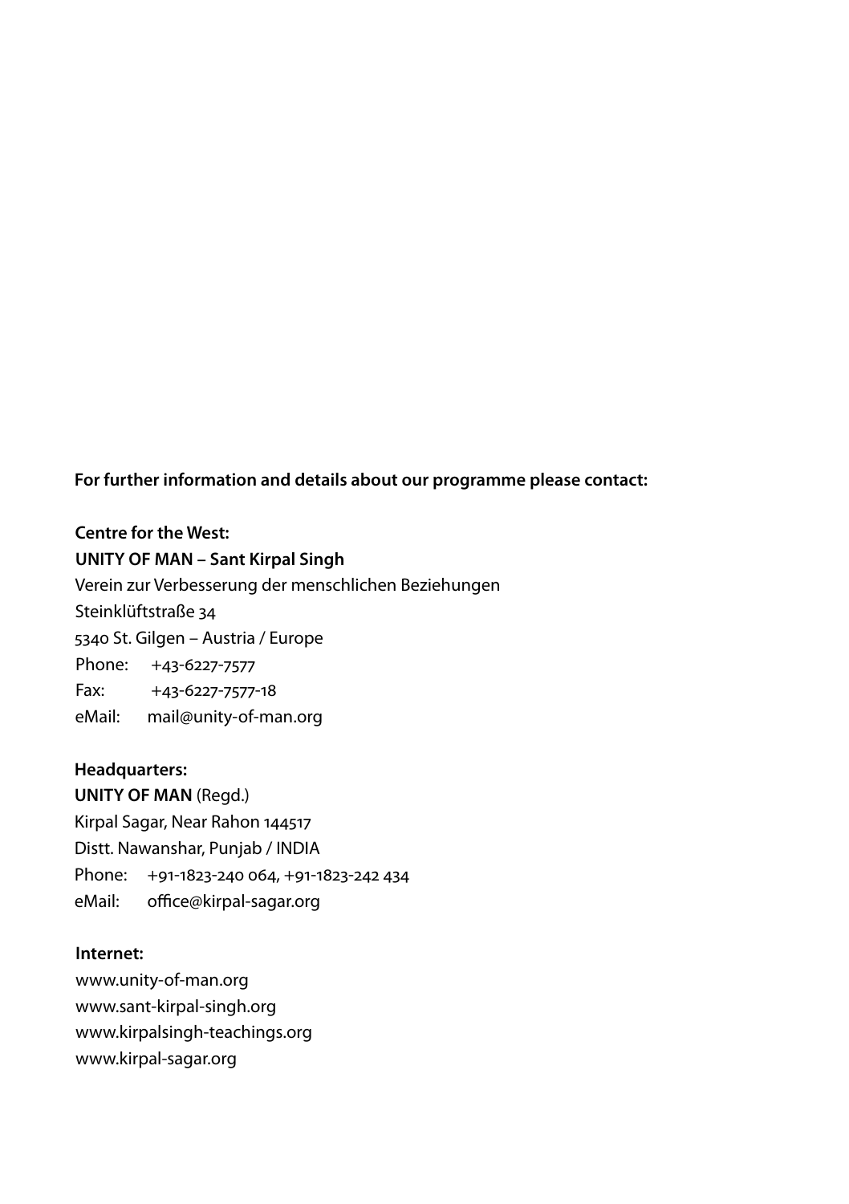**For further information and details about our programme please contact:**

**Centre for the West:**

**UNITY OF MAN – Sant Kirpal Singh**

Verein zur Verbesserung der menschlichen Beziehungen

Steinklüftstraße 34

5340 St. Gilgen – Austria / Europe

Phone: +43-6227-7577

Fax: +43-6227-7577-18

eMail: mail@unity-of-man.org

**Headquarters:**

**UNITY OF MAN** (Regd.)

Kirpal Sagar, Near Rahon 144517

Distt. Nawanshar, Punjab / INDIA

Phone: +91-1823-240 064, +91-1823-242 434

eMail: office@kirpal-sagar.org

**Internet:**

www.unity-of-man.org

www.sant-kirpal-singh.org

www.kirpalsingh-teachings.org

www.kirpal-sagar.org